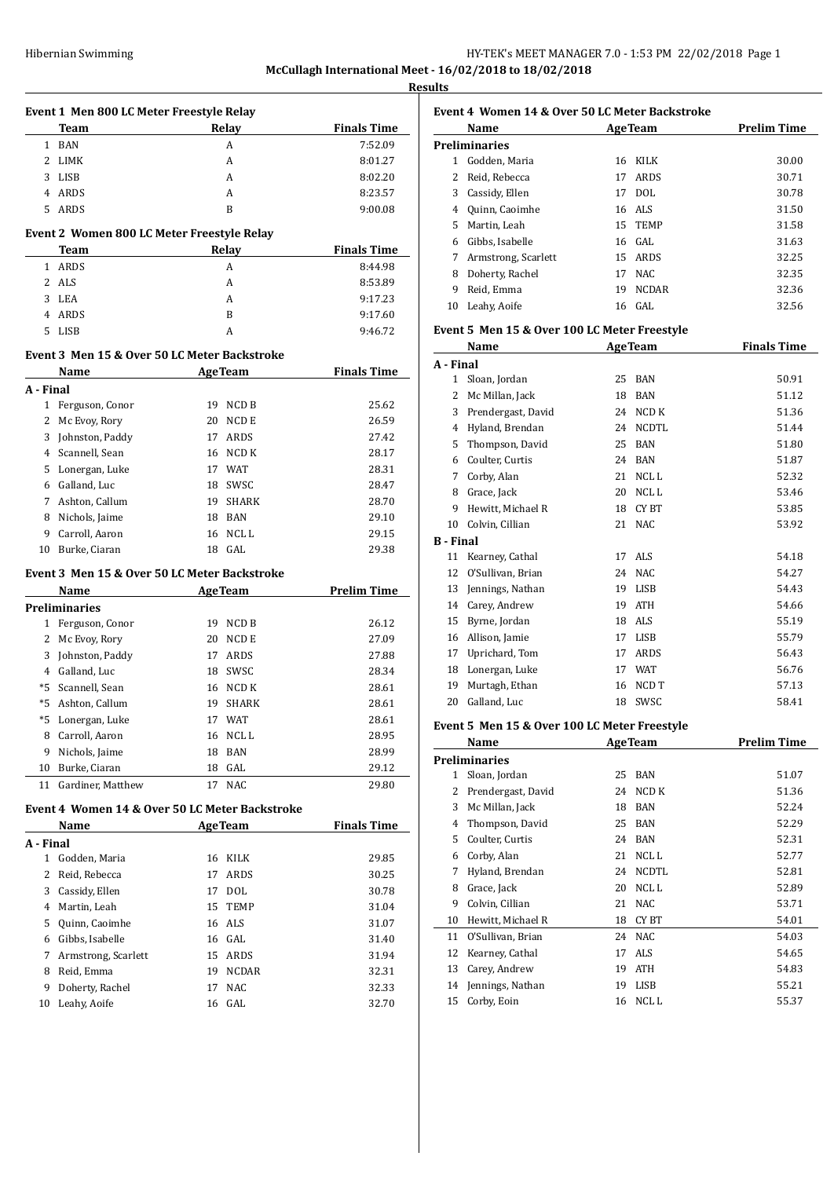McCullagh International Meet - 16/02/2018 to 18/02/2018

**Results**

### Event 1 Men 800 LC Meter Freestyle Relay

| | Team | Relay | Finals Time |
|---|---|---|---|
| 1 | BAN | A | 7:52.09 |
| 2 | LIMK | A | 8:01.27 |
| 3 | LISB | A | 8:02.20 |
| 4 | ARDS | A | 8:23.57 |
| 5 | ARDS | B | 9:00.08 |

### Event 2 Women 800 LC Meter Freestyle Relay

| | Team | Relay | Finals Time |
|---|---|---|---|
| 1 | ARDS | A | 8:44.98 |
| 2 | ALS | A | 8:53.89 |
| 3 | LEA | A | 9:17.23 |
| 4 | ARDS | B | 9:17.60 |
| 5 | LISB | A | 9:46.72 |

### Event 3 Men 15 & Over 50 LC Meter Backstroke

| | Name | Age | Team | Finals Time |
|---|---|---|---|---|
| **A - Final** | | | | |
| 1 | Ferguson, Conor | 19 | NCD B | 25.62 |
| 2 | Mc Evoy, Rory | 20 | NCD E | 26.59 |
| 3 | Johnston, Paddy | 17 | ARDS | 27.42 |
| 4 | Scannell, Sean | 16 | NCD K | 28.17 |
| 5 | Lonergan, Luke | 17 | WAT | 28.31 |
| 6 | Galland, Luc | 18 | SWSC | 28.47 |
| 7 | Ashton, Callum | 19 | SHARK | 28.70 |
| 8 | Nichols, Jaime | 18 | BAN | 29.10 |
| 9 | Carroll, Aaron | 16 | NCL L | 29.15 |
| 10 | Burke, Ciaran | 18 | GAL | 29.38 |

### Event 3 Men 15 & Over 50 LC Meter Backstroke

| | Name | Age | Team | Prelim Time |
|---|---|---|---|---|
| **Preliminaries** | | | | |
| 1 | Ferguson, Conor | 19 | NCD B | 26.12 |
| 2 | Mc Evoy, Rory | 20 | NCD E | 27.09 |
| 3 | Johnston, Paddy | 17 | ARDS | 27.88 |
| 4 | Galland, Luc | 18 | SWSC | 28.34 |
| *5 | Scannell, Sean | 16 | NCD K | 28.61 |
| *5 | Ashton, Callum | 19 | SHARK | 28.61 |
| *5 | Lonergan, Luke | 17 | WAT | 28.61 |
| 8 | Carroll, Aaron | 16 | NCL L | 28.95 |
| 9 | Nichols, Jaime | 18 | BAN | 28.99 |
| 10 | Burke, Ciaran | 18 | GAL | 29.12 |
| 11 | Gardiner, Matthew | 17 | NAC | 29.80 |

### Event 4 Women 14 & Over 50 LC Meter Backstroke

| | Name | Age | Team | Finals Time |
|---|---|---|---|---|
| **A - Final** | | | | |
| 1 | Godden, Maria | 16 | KILK | 29.85 |
| 2 | Reid, Rebecca | 17 | ARDS | 30.25 |
| 3 | Cassidy, Ellen | 17 | DOL | 30.78 |
| 4 | Martin, Leah | 15 | TEMP | 31.04 |
| 5 | Quinn, Caoimhe | 16 | ALS | 31.07 |
| 6 | Gibbs, Isabelle | 16 | GAL | 31.40 |
| 7 | Armstrong, Scarlett | 15 | ARDS | 31.94 |
| 8 | Reid, Emma | 19 | NCDAR | 32.31 |
| 9 | Doherty, Rachel | 17 | NAC | 32.33 |
| 10 | Leahy, Aoife | 16 | GAL | 32.70 |

### Event 4 Women 14 & Over 50 LC Meter Backstroke

| | Name | Age | Team | Prelim Time |
|---|---|---|---|---|
| **Preliminaries** | | | | |
| 1 | Godden, Maria | 16 | KILK | 30.00 |
| 2 | Reid, Rebecca | 17 | ARDS | 30.71 |
| 3 | Cassidy, Ellen | 17 | DOL | 30.78 |
| 4 | Quinn, Caoimhe | 16 | ALS | 31.50 |
| 5 | Martin, Leah | 15 | TEMP | 31.58 |
| 6 | Gibbs, Isabelle | 16 | GAL | 31.63 |
| 7 | Armstrong, Scarlett | 15 | ARDS | 32.25 |
| 8 | Doherty, Rachel | 17 | NAC | 32.35 |
| 9 | Reid, Emma | 19 | NCDAR | 32.36 |
| 10 | Leahy, Aoife | 16 | GAL | 32.56 |

### Event 5 Men 15 & Over 100 LC Meter Freestyle

| | Name | Age | Team | Finals Time |
|---|---|---|---|---|
| **A - Final** | | | | |
| 1 | Sloan, Jordan | 25 | BAN | 50.91 |
| 2 | Mc Millan, Jack | 18 | BAN | 51.12 |
| 3 | Prendergast, David | 24 | NCD K | 51.36 |
| 4 | Hyland, Brendan | 24 | NCDTL | 51.44 |
| 5 | Thompson, David | 25 | BAN | 51.80 |
| 6 | Coulter, Curtis | 24 | BAN | 51.87 |
| 7 | Corby, Alan | 21 | NCL L | 52.32 |
| 8 | Grace, Jack | 20 | NCL L | 53.46 |
| 9 | Hewitt, Michael R | 18 | CY BT | 53.85 |
| 10 | Colvin, Cillian | 21 | NAC | 53.92 |
| **B - Final** | | | | |
| 11 | Kearney, Cathal | 17 | ALS | 54.18 |
| 12 | O'Sullivan, Brian | 24 | NAC | 54.27 |
| 13 | Jennings, Nathan | 19 | LISB | 54.43 |
| 14 | Carey, Andrew | 19 | ATH | 54.66 |
| 15 | Byrne, Jordan | 18 | ALS | 55.19 |
| 16 | Allison, Jamie | 17 | LISB | 55.79 |
| 17 | Uprichard, Tom | 17 | ARDS | 56.43 |
| 18 | Lonergan, Luke | 17 | WAT | 56.76 |
| 19 | Murtagh, Ethan | 16 | NCD T | 57.13 |
| 20 | Galland, Luc | 18 | SWSC | 58.41 |

### Event 5 Men 15 & Over 100 LC Meter Freestyle

| | Name | Age | Team | Prelim Time |
|---|---|---|---|---|
| **Preliminaries** | | | | |
| 1 | Sloan, Jordan | 25 | BAN | 51.07 |
| 2 | Prendergast, David | 24 | NCD K | 51.36 |
| 3 | Mc Millan, Jack | 18 | BAN | 52.24 |
| 4 | Thompson, David | 25 | BAN | 52.29 |
| 5 | Coulter, Curtis | 24 | BAN | 52.31 |
| 6 | Corby, Alan | 21 | NCL L | 52.77 |
| 7 | Hyland, Brendan | 24 | NCDTL | 52.81 |
| 8 | Grace, Jack | 20 | NCL L | 52.89 |
| 9 | Colvin, Cillian | 21 | NAC | 53.71 |
| 10 | Hewitt, Michael R | 18 | CY BT | 54.01 |
| 11 | O'Sullivan, Brian | 24 | NAC | 54.03 |
| 12 | Kearney, Cathal | 17 | ALS | 54.65 |
| 13 | Carey, Andrew | 19 | ATH | 54.83 |
| 14 | Jennings, Nathan | 19 | LISB | 55.21 |
| 15 | Corby, Eoin | 16 | NCL L | 55.37 |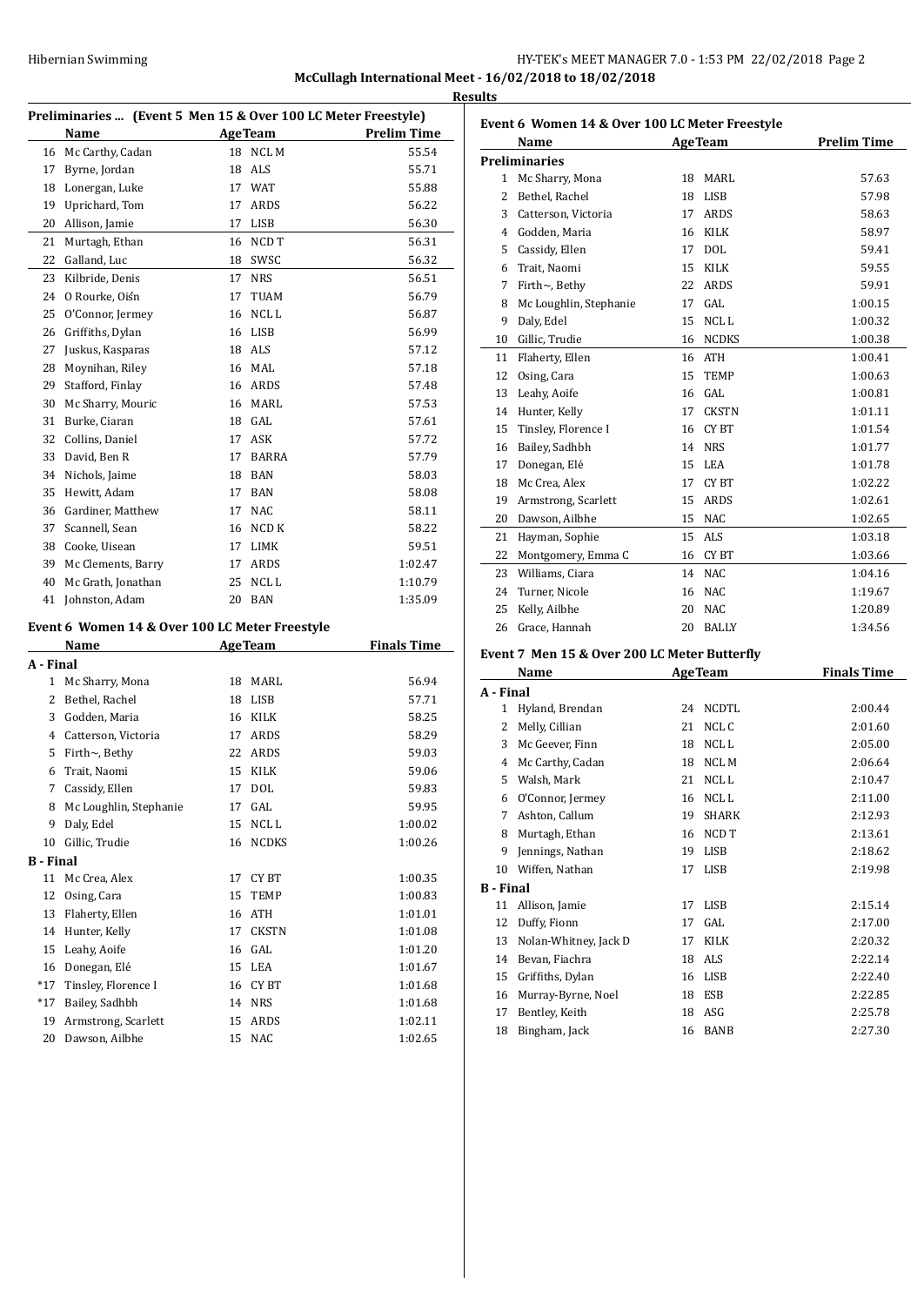McCullagh International Meet - 16/02/2018 to 18/02/2018

Results

### Preliminaries ... (Event 5 Men 15 & Over 100 LC Meter Freestyle)

| | Name | Age | Team | Prelim Time |
|---|---|---|---|---|
| 16 | Mc Carthy, Cadan | 18 | NCL M | 55.54 |
| 17 | Byrne, Jordan | 18 | ALS | 55.71 |
| 18 | Lonergan, Luke | 17 | WAT | 55.88 |
| 19 | Uprichard, Tom | 17 | ARDS | 56.22 |
| 20 | Allison, Jamie | 17 | LISB | 56.30 |
| 21 | Murtagh, Ethan | 16 | NCD T | 56.31 |
| 22 | Galland, Luc | 18 | SWSC | 56.32 |
| 23 | Kilbride, Denis | 17 | NRS | 56.51 |
| 24 | O Rourke, Oiśn | 17 | TUAM | 56.79 |
| 25 | O'Connor, Jermey | 16 | NCL L | 56.87 |
| 26 | Griffiths, Dylan | 16 | LISB | 56.99 |
| 27 | Juskus, Kasparas | 18 | ALS | 57.12 |
| 28 | Moynihan, Riley | 16 | MAL | 57.18 |
| 29 | Stafford, Finlay | 16 | ARDS | 57.48 |
| 30 | Mc Sharry, Mouric | 16 | MARL | 57.53 |
| 31 | Burke, Ciaran | 18 | GAL | 57.61 |
| 32 | Collins, Daniel | 17 | ASK | 57.72 |
| 33 | David, Ben R | 17 | BARRA | 57.79 |
| 34 | Nichols, Jaime | 18 | BAN | 58.03 |
| 35 | Hewitt, Adam | 17 | BAN | 58.08 |
| 36 | Gardiner, Matthew | 17 | NAC | 58.11 |
| 37 | Scannell, Sean | 16 | NCD K | 58.22 |
| 38 | Cooke, Uisean | 17 | LIMK | 59.51 |
| 39 | Mc Clements, Barry | 17 | ARDS | 1:02.47 |
| 40 | Mc Grath, Jonathan | 25 | NCL L | 1:10.79 |
| 41 | Johnston, Adam | 20 | BAN | 1:35.09 |

### Event 6 Women 14 & Over 100 LC Meter Freestyle

| | Name | Age | Team | Finals Time |
|---|---|---|---|---|
| **A - Final** | | | | |
| 1 | Mc Sharry, Mona | 18 | MARL | 56.94 |
| 2 | Bethel, Rachel | 18 | LISB | 57.71 |
| 3 | Godden, Maria | 16 | KILK | 58.25 |
| 4 | Catterson, Victoria | 17 | ARDS | 58.29 |
| 5 | Firth~, Bethy | 22 | ARDS | 59.03 |
| 6 | Trait, Naomi | 15 | KILK | 59.06 |
| 7 | Cassidy, Ellen | 17 | DOL | 59.83 |
| 8 | Mc Loughlin, Stephanie | 17 | GAL | 59.95 |
| 9 | Daly, Edel | 15 | NCL L | 1:00.02 |
| 10 | Gillic, Trudie | 16 | NCDKS | 1:00.26 |
| **B - Final** | | | | |
| 11 | Mc Crea, Alex | 17 | CY BT | 1:00.35 |
| 12 | Osing, Cara | 15 | TEMP | 1:00.83 |
| 13 | Flaherty, Ellen | 16 | ATH | 1:01.01 |
| 14 | Hunter, Kelly | 17 | CKSTN | 1:01.08 |
| 15 | Leahy, Aoife | 16 | GAL | 1:01.20 |
| 16 | Donegan, Elé | 15 | LEA | 1:01.67 |
| *17 | Tinsley, Florence I | 16 | CY BT | 1:01.68 |
| *17 | Bailey, Sadhbh | 14 | NRS | 1:01.68 |
| 19 | Armstrong, Scarlett | 15 | ARDS | 1:02.11 |
| 20 | Dawson, Ailbhe | 15 | NAC | 1:02.65 |

### Event 6 Women 14 & Over 100 LC Meter Freestyle

| | Name | Age | Team | Prelim Time |
|---|---|---|---|---|
| **Preliminaries** | | | | |
| 1 | Mc Sharry, Mona | 18 | MARL | 57.63 |
| 2 | Bethel, Rachel | 18 | LISB | 57.98 |
| 3 | Catterson, Victoria | 17 | ARDS | 58.63 |
| 4 | Godden, Maria | 16 | KILK | 58.97 |
| 5 | Cassidy, Ellen | 17 | DOL | 59.41 |
| 6 | Trait, Naomi | 15 | KILK | 59.55 |
| 7 | Firth~, Bethy | 22 | ARDS | 59.91 |
| 8 | Mc Loughlin, Stephanie | 17 | GAL | 1:00.15 |
| 9 | Daly, Edel | 15 | NCL L | 1:00.32 |
| 10 | Gillic, Trudie | 16 | NCDKS | 1:00.38 |
| 11 | Flaherty, Ellen | 16 | ATH | 1:00.41 |
| 12 | Osing, Cara | 15 | TEMP | 1:00.63 |
| 13 | Leahy, Aoife | 16 | GAL | 1:00.81 |
| 14 | Hunter, Kelly | 17 | CKSTN | 1:01.11 |
| 15 | Tinsley, Florence I | 16 | CY BT | 1:01.54 |
| 16 | Bailey, Sadhbh | 14 | NRS | 1:01.77 |
| 17 | Donegan, Elé | 15 | LEA | 1:01.78 |
| 18 | Mc Crea, Alex | 17 | CY BT | 1:02.22 |
| 19 | Armstrong, Scarlett | 15 | ARDS | 1:02.61 |
| 20 | Dawson, Ailbhe | 15 | NAC | 1:02.65 |
| 21 | Hayman, Sophie | 15 | ALS | 1:03.18 |
| 22 | Montgomery, Emma C | 16 | CY BT | 1:03.66 |
| 23 | Williams, Ciara | 14 | NAC | 1:04.16 |
| 24 | Turner, Nicole | 16 | NAC | 1:19.67 |
| 25 | Kelly, Ailbhe | 20 | NAC | 1:20.89 |
| 26 | Grace, Hannah | 20 | BALLY | 1:34.56 |

### Event 7 Men 15 & Over 200 LC Meter Butterfly

| | Name | Age | Team | Finals Time |
|---|---|---|---|---|
| **A - Final** | | | | |
| 1 | Hyland, Brendan | 24 | NCDTL | 2:00.44 |
| 2 | Melly, Cillian | 21 | NCL C | 2:01.60 |
| 3 | Mc Geever, Finn | 18 | NCL L | 2:05.00 |
| 4 | Mc Carthy, Cadan | 18 | NCL M | 2:06.64 |
| 5 | Walsh, Mark | 21 | NCL L | 2:10.47 |
| 6 | O'Connor, Jermey | 16 | NCL L | 2:11.00 |
| 7 | Ashton, Callum | 19 | SHARK | 2:12.93 |
| 8 | Murtagh, Ethan | 16 | NCD T | 2:13.61 |
| 9 | Jennings, Nathan | 19 | LISB | 2:18.62 |
| 10 | Wiffen, Nathan | 17 | LISB | 2:19.98 |
| **B - Final** | | | | |
| 11 | Allison, Jamie | 17 | LISB | 2:15.14 |
| 12 | Duffy, Fionn | 17 | GAL | 2:17.00 |
| 13 | Nolan-Whitney, Jack D | 17 | KILK | 2:20.32 |
| 14 | Bevan, Fiachra | 18 | ALS | 2:22.14 |
| 15 | Griffiths, Dylan | 16 | LISB | 2:22.40 |
| 16 | Murray-Byrne, Noel | 18 | ESB | 2:22.85 |
| 17 | Bentley, Keith | 18 | ASG | 2:25.78 |
| 18 | Bingham, Jack | 16 | BANB | 2:27.30 |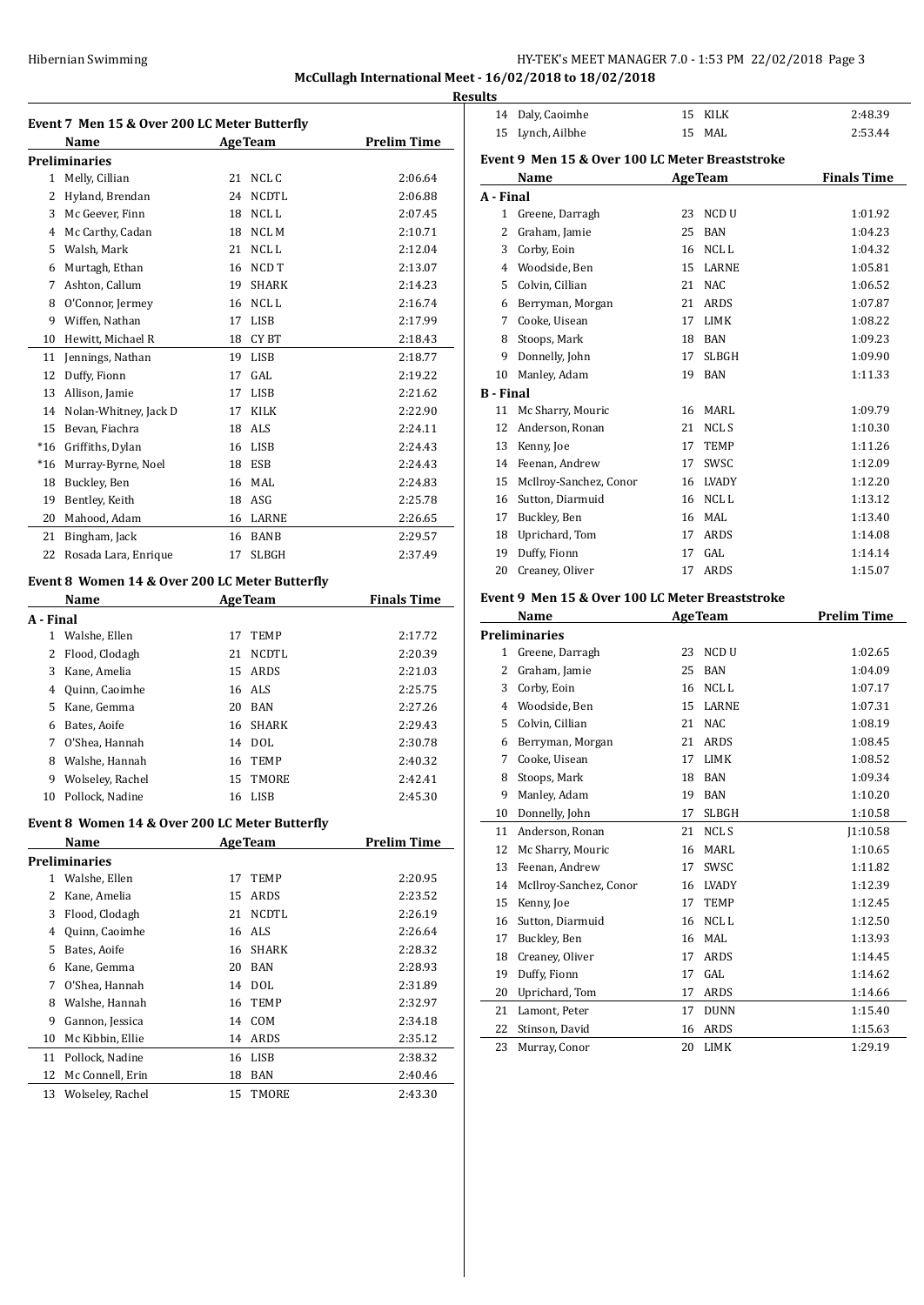**McCullagh International Meet - 16/02/2018 to 18/02/2018**

**Results**

### Event 7 Men 15 & Over 200 LC Meter Butterfly

| | Name | Age | Team | Prelim Time |
|---|---|---|---|---|
| **Preliminaries** | | | | |
| 1 | Melly, Cillian | 21 | NCL C | 2:06.64 |
| 2 | Hyland, Brendan | 24 | NCDTL | 2:06.88 |
| 3 | Mc Geever, Finn | 18 | NCL L | 2:07.45 |
| 4 | Mc Carthy, Cadan | 18 | NCL M | 2:10.71 |
| 5 | Walsh, Mark | 21 | NCL L | 2:12.04 |
| 6 | Murtagh, Ethan | 16 | NCD T | 2:13.07 |
| 7 | Ashton, Callum | 19 | SHARK | 2:14.23 |
| 8 | O'Connor, Jermey | 16 | NCL L | 2:16.74 |
| 9 | Wiffen, Nathan | 17 | LISB | 2:17.99 |
| 10 | Hewitt, Michael R | 18 | CY BT | 2:18.43 |
| 11 | Jennings, Nathan | 19 | LISB | 2:18.77 |
| 12 | Duffy, Fionn | 17 | GAL | 2:19.22 |
| 13 | Allison, Jamie | 17 | LISB | 2:21.62 |
| 14 | Nolan-Whitney, Jack D | 17 | KILK | 2:22.90 |
| 15 | Bevan, Fiachra | 18 | ALS | 2:24.11 |
| *16 | Griffiths, Dylan | 16 | LISB | 2:24.43 |
| *16 | Murray-Byrne, Noel | 18 | ESB | 2:24.43 |
| 18 | Buckley, Ben | 16 | MAL | 2:24.83 |
| 19 | Bentley, Keith | 18 | ASG | 2:25.78 |
| 20 | Mahood, Adam | 16 | LARNE | 2:26.65 |
| 21 | Bingham, Jack | 16 | BANB | 2:29.57 |
| 22 | Rosada Lara, Enrique | 17 | SLBGH | 2:37.49 |

### Event 8 Women 14 & Over 200 LC Meter Butterfly

| | Name | Age | Team | Finals Time |
|---|---|---|---|---|
| **A - Final** | | | | |
| 1 | Walshe, Ellen | 17 | TEMP | 2:17.72 |
| 2 | Flood, Clodagh | 21 | NCDTL | 2:20.39 |
| 3 | Kane, Amelia | 15 | ARDS | 2:21.03 |
| 4 | Quinn, Caoimhe | 16 | ALS | 2:25.75 |
| 5 | Kane, Gemma | 20 | BAN | 2:27.26 |
| 6 | Bates, Aoife | 16 | SHARK | 2:29.43 |
| 7 | O'Shea, Hannah | 14 | DOL | 2:30.78 |
| 8 | Walshe, Hannah | 16 | TEMP | 2:40.32 |
| 9 | Wolseley, Rachel | 15 | TMORE | 2:42.41 |
| 10 | Pollock, Nadine | 16 | LISB | 2:45.30 |

### Event 8 Women 14 & Over 200 LC Meter Butterfly

| | Name | Age | Team | Prelim Time |
|---|---|---|---|---|
| **Preliminaries** | | | | |
| 1 | Walshe, Ellen | 17 | TEMP | 2:20.95 |
| 2 | Kane, Amelia | 15 | ARDS | 2:23.52 |
| 3 | Flood, Clodagh | 21 | NCDTL | 2:26.19 |
| 4 | Quinn, Caoimhe | 16 | ALS | 2:26.64 |
| 5 | Bates, Aoife | 16 | SHARK | 2:28.32 |
| 6 | Kane, Gemma | 20 | BAN | 2:28.93 |
| 7 | O'Shea, Hannah | 14 | DOL | 2:31.89 |
| 8 | Walshe, Hannah | 16 | TEMP | 2:32.97 |
| 9 | Gannon, Jessica | 14 | COM | 2:34.18 |
| 10 | Mc Kibbin, Ellie | 14 | ARDS | 2:35.12 |
| 11 | Pollock, Nadine | 16 | LISB | 2:38.32 |
| 12 | Mc Connell, Erin | 18 | BAN | 2:40.46 |
| 13 | Wolseley, Rachel | 15 | TMORE | 2:43.30 |

| | Name | Age | Team | Time |
|---|---|---|---|---|
| 14 | Daly, Caoimhe | 15 | KILK | 2:48.39 |
| 15 | Lynch, Ailbhe | 15 | MAL | 2:53.44 |

### Event 9 Men 15 & Over 100 LC Meter Breaststroke

| | Name | Age | Team | Finals Time |
|---|---|---|---|---|
| **A - Final** | | | | |
| 1 | Greene, Darragh | 23 | NCD U | 1:01.92 |
| 2 | Graham, Jamie | 25 | BAN | 1:04.23 |
| 3 | Corby, Eoin | 16 | NCL L | 1:04.32 |
| 4 | Woodside, Ben | 15 | LARNE | 1:05.81 |
| 5 | Colvin, Cillian | 21 | NAC | 1:06.52 |
| 6 | Berryman, Morgan | 21 | ARDS | 1:07.87 |
| 7 | Cooke, Uisean | 17 | LIMK | 1:08.22 |
| 8 | Stoops, Mark | 18 | BAN | 1:09.23 |
| 9 | Donnelly, John | 17 | SLBGH | 1:09.90 |
| 10 | Manley, Adam | 19 | BAN | 1:11.33 |
| **B - Final** | | | | |
| 11 | Mc Sharry, Mouric | 16 | MARL | 1:09.79 |
| 12 | Anderson, Ronan | 21 | NCL S | 1:10.30 |
| 13 | Kenny, Joe | 17 | TEMP | 1:11.26 |
| 14 | Feenan, Andrew | 17 | SWSC | 1:12.09 |
| 15 | McIlroy-Sanchez, Conor | 16 | LVADY | 1:12.20 |
| 16 | Sutton, Diarmuid | 16 | NCL L | 1:13.12 |
| 17 | Buckley, Ben | 16 | MAL | 1:13.40 |
| 18 | Uprichard, Tom | 17 | ARDS | 1:14.08 |
| 19 | Duffy, Fionn | 17 | GAL | 1:14.14 |
| 20 | Creaney, Oliver | 17 | ARDS | 1:15.07 |

### Event 9 Men 15 & Over 100 LC Meter Breaststroke

| | Name | Age | Team | Prelim Time |
|---|---|---|---|---|
| **Preliminaries** | | | | |
| 1 | Greene, Darragh | 23 | NCD U | 1:02.65 |
| 2 | Graham, Jamie | 25 | BAN | 1:04.09 |
| 3 | Corby, Eoin | 16 | NCL L | 1:07.17 |
| 4 | Woodside, Ben | 15 | LARNE | 1:07.31 |
| 5 | Colvin, Cillian | 21 | NAC | 1:08.19 |
| 6 | Berryman, Morgan | 21 | ARDS | 1:08.45 |
| 7 | Cooke, Uisean | 17 | LIMK | 1:08.52 |
| 8 | Stoops, Mark | 18 | BAN | 1:09.34 |
| 9 | Manley, Adam | 19 | BAN | 1:10.20 |
| 10 | Donnelly, John | 17 | SLBGH | 1:10.58 |
| 11 | Anderson, Ronan | 21 | NCL S | J1:10.58 |
| 12 | Mc Sharry, Mouric | 16 | MARL | 1:10.65 |
| 13 | Feenan, Andrew | 17 | SWSC | 1:11.82 |
| 14 | McIlroy-Sanchez, Conor | 16 | LVADY | 1:12.39 |
| 15 | Kenny, Joe | 17 | TEMP | 1:12.45 |
| 16 | Sutton, Diarmuid | 16 | NCL L | 1:12.50 |
| 17 | Buckley, Ben | 16 | MAL | 1:13.93 |
| 18 | Creaney, Oliver | 17 | ARDS | 1:14.45 |
| 19 | Duffy, Fionn | 17 | GAL | 1:14.62 |
| 20 | Uprichard, Tom | 17 | ARDS | 1:14.66 |
| 21 | Lamont, Peter | 17 | DUNN | 1:15.40 |
| 22 | Stinson, David | 16 | ARDS | 1:15.63 |
| 23 | Murray, Conor | 20 | LIMK | 1:29.19 |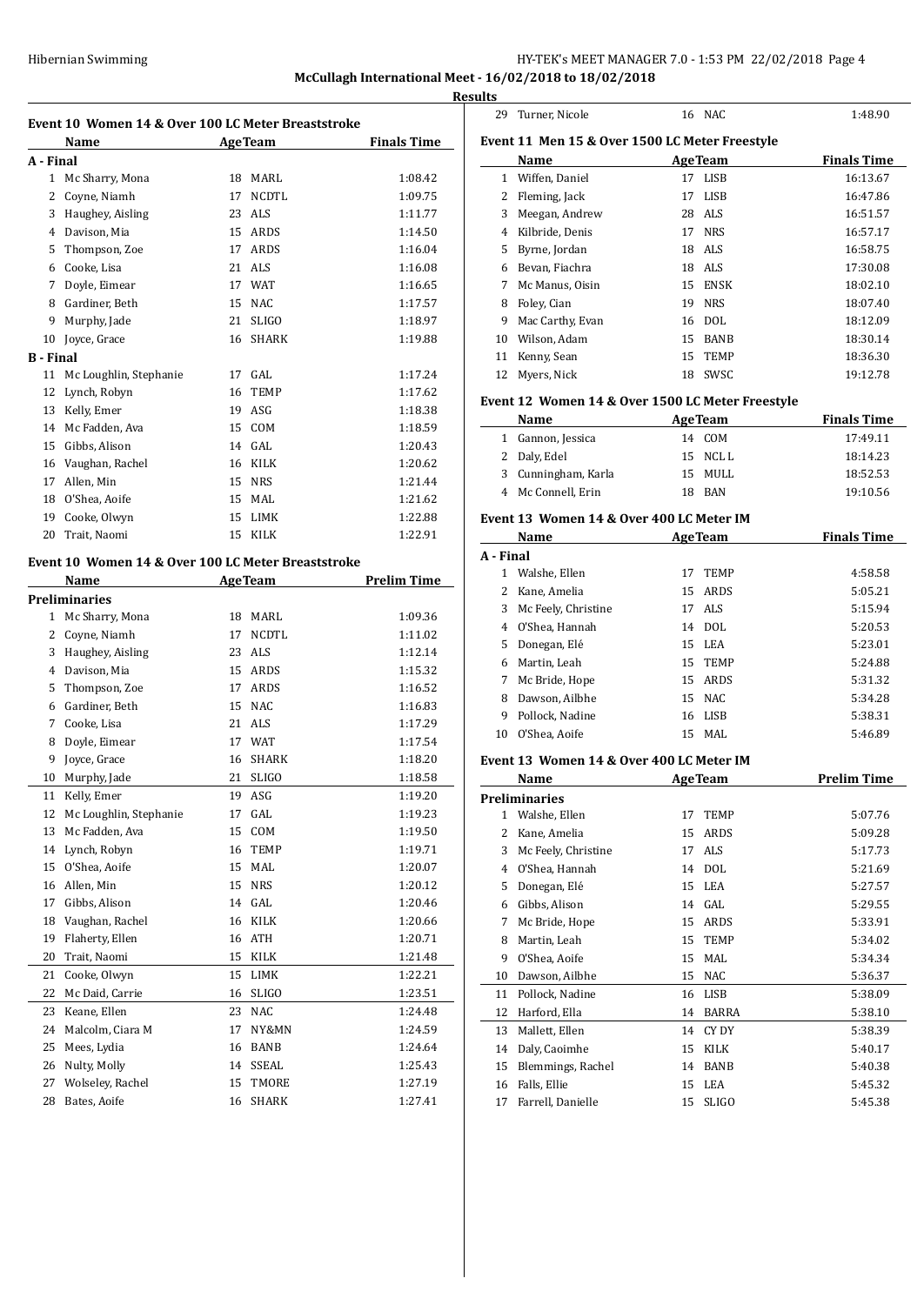**McCullagh International Meet - 16/02/2018 to 18/02/2018**

**Results**

### Event 10 Women 14 & Over 100 LC Meter Breaststroke

| | Name | Age | Team | Finals Time |
|---|---|---|---|---|
| **A - Final** | | | | |
| 1 | Mc Sharry, Mona | 18 | MARL | 1:08.42 |
| 2 | Coyne, Niamh | 17 | NCDTL | 1:09.75 |
| 3 | Haughey, Aisling | 23 | ALS | 1:11.77 |
| 4 | Davison, Mia | 15 | ARDS | 1:14.50 |
| 5 | Thompson, Zoe | 17 | ARDS | 1:16.04 |
| 6 | Cooke, Lisa | 21 | ALS | 1:16.08 |
| 7 | Doyle, Eimear | 17 | WAT | 1:16.65 |
| 8 | Gardiner, Beth | 15 | NAC | 1:17.57 |
| 9 | Murphy, Jade | 21 | SLIGO | 1:18.97 |
| 10 | Joyce, Grace | 16 | SHARK | 1:19.88 |
| **B - Final** | | | | |
| 11 | Mc Loughlin, Stephanie | 17 | GAL | 1:17.24 |
| 12 | Lynch, Robyn | 16 | TEMP | 1:17.62 |
| 13 | Kelly, Emer | 19 | ASG | 1:18.38 |
| 14 | Mc Fadden, Ava | 15 | COM | 1:18.59 |
| 15 | Gibbs, Alison | 14 | GAL | 1:20.43 |
| 16 | Vaughan, Rachel | 16 | KILK | 1:20.62 |
| 17 | Allen, Min | 15 | NRS | 1:21.44 |
| 18 | O'Shea, Aoife | 15 | MAL | 1:21.62 |
| 19 | Cooke, Olwyn | 15 | LIMK | 1:22.88 |
| 20 | Trait, Naomi | 15 | KILK | 1:22.91 |

### Event 10 Women 14 & Over 100 LC Meter Breaststroke

| | Name | Age | Team | Prelim Time |
|---|---|---|---|---|
| **Preliminaries** | | | | |
| 1 | Mc Sharry, Mona | 18 | MARL | 1:09.36 |
| 2 | Coyne, Niamh | 17 | NCDTL | 1:11.02 |
| 3 | Haughey, Aisling | 23 | ALS | 1:12.14 |
| 4 | Davison, Mia | 15 | ARDS | 1:15.32 |
| 5 | Thompson, Zoe | 17 | ARDS | 1:16.52 |
| 6 | Gardiner, Beth | 15 | NAC | 1:16.83 |
| 7 | Cooke, Lisa | 21 | ALS | 1:17.29 |
| 8 | Doyle, Eimear | 17 | WAT | 1:17.54 |
| 9 | Joyce, Grace | 16 | SHARK | 1:18.20 |
| 10 | Murphy, Jade | 21 | SLIGO | 1:18.58 |
| 11 | Kelly, Emer | 19 | ASG | 1:19.20 |
| 12 | Mc Loughlin, Stephanie | 17 | GAL | 1:19.23 |
| 13 | Mc Fadden, Ava | 15 | COM | 1:19.50 |
| 14 | Lynch, Robyn | 16 | TEMP | 1:19.71 |
| 15 | O'Shea, Aoife | 15 | MAL | 1:20.07 |
| 16 | Allen, Min | 15 | NRS | 1:20.12 |
| 17 | Gibbs, Alison | 14 | GAL | 1:20.46 |
| 18 | Vaughan, Rachel | 16 | KILK | 1:20.66 |
| 19 | Flaherty, Ellen | 16 | ATH | 1:20.71 |
| 20 | Trait, Naomi | 15 | KILK | 1:21.48 |
| 21 | Cooke, Olwyn | 15 | LIMK | 1:22.21 |
| 22 | Mc Daid, Carrie | 16 | SLIGO | 1:23.51 |
| 23 | Keane, Ellen | 23 | NAC | 1:24.48 |
| 24 | Malcolm, Ciara M | 17 | NY&MN | 1:24.59 |
| 25 | Mees, Lydia | 16 | BANB | 1:24.64 |
| 26 | Nulty, Molly | 14 | SSEAL | 1:25.43 |
| 27 | Wolseley, Rachel | 15 | TMORE | 1:27.19 |
| 28 | Bates, Aoife | 16 | SHARK | 1:27.41 |
| 29 | Turner, Nicole | 16 | NAC | 1:48.90 |

### Event 11 Men 15 & Over 1500 LC Meter Freestyle

| | Name | Age | Team | Finals Time |
|---|---|---|---|---|
| 1 | Wiffen, Daniel | 17 | LISB | 16:13.67 |
| 2 | Fleming, Jack | 17 | LISB | 16:47.86 |
| 3 | Meegan, Andrew | 28 | ALS | 16:51.57 |
| 4 | Kilbride, Denis | 17 | NRS | 16:57.17 |
| 5 | Byrne, Jordan | 18 | ALS | 16:58.75 |
| 6 | Bevan, Fiachra | 18 | ALS | 17:30.08 |
| 7 | Mc Manus, Oisin | 15 | ENSK | 18:02.10 |
| 8 | Foley, Cian | 19 | NRS | 18:07.40 |
| 9 | Mac Carthy, Evan | 16 | DOL | 18:12.09 |
| 10 | Wilson, Adam | 15 | BANB | 18:30.14 |
| 11 | Kenny, Sean | 15 | TEMP | 18:36.30 |
| 12 | Myers, Nick | 18 | SWSC | 19:12.78 |

### Event 12 Women 14 & Over 1500 LC Meter Freestyle

| | Name | Age | Team | Finals Time |
|---|---|---|---|---|
| 1 | Gannon, Jessica | 14 | COM | 17:49.11 |
| 2 | Daly, Edel | 15 | NCL L | 18:14.23 |
| 3 | Cunningham, Karla | 15 | MULL | 18:52.53 |
| 4 | Mc Connell, Erin | 18 | BAN | 19:10.56 |

### Event 13 Women 14 & Over 400 LC Meter IM

| | Name | Age | Team | Finals Time |
|---|---|---|---|---|
| **A - Final** | | | | |
| 1 | Walshe, Ellen | 17 | TEMP | 4:58.58 |
| 2 | Kane, Amelia | 15 | ARDS | 5:05.21 |
| 3 | Mc Feely, Christine | 17 | ALS | 5:15.94 |
| 4 | O'Shea, Hannah | 14 | DOL | 5:20.53 |
| 5 | Donegan, Elé | 15 | LEA | 5:23.01 |
| 6 | Martin, Leah | 15 | TEMP | 5:24.88 |
| 7 | Mc Bride, Hope | 15 | ARDS | 5:31.32 |
| 8 | Dawson, Ailbhe | 15 | NAC | 5:34.28 |
| 9 | Pollock, Nadine | 16 | LISB | 5:38.31 |
| 10 | O'Shea, Aoife | 15 | MAL | 5:46.89 |

### Event 13 Women 14 & Over 400 LC Meter IM

| | Name | Age | Team | Prelim Time |
|---|---|---|---|---|
| **Preliminaries** | | | | |
| 1 | Walshe, Ellen | 17 | TEMP | 5:07.76 |
| 2 | Kane, Amelia | 15 | ARDS | 5:09.28 |
| 3 | Mc Feely, Christine | 17 | ALS | 5:17.73 |
| 4 | O'Shea, Hannah | 14 | DOL | 5:21.69 |
| 5 | Donegan, Elé | 15 | LEA | 5:27.57 |
| 6 | Gibbs, Alison | 14 | GAL | 5:29.55 |
| 7 | Mc Bride, Hope | 15 | ARDS | 5:33.91 |
| 8 | Martin, Leah | 15 | TEMP | 5:34.02 |
| 9 | O'Shea, Aoife | 15 | MAL | 5:34.34 |
| 10 | Dawson, Ailbhe | 15 | NAC | 5:36.37 |
| 11 | Pollock, Nadine | 16 | LISB | 5:38.09 |
| 12 | Harford, Ella | 14 | BARRA | 5:38.10 |
| 13 | Mallett, Ellen | 14 | CY DY | 5:38.39 |
| 14 | Daly, Caoimhe | 15 | KILK | 5:40.17 |
| 15 | Blemmings, Rachel | 14 | BANB | 5:40.38 |
| 16 | Falls, Ellie | 15 | LEA | 5:45.32 |
| 17 | Farrell, Danielle | 15 | SLIGO | 5:45.38 |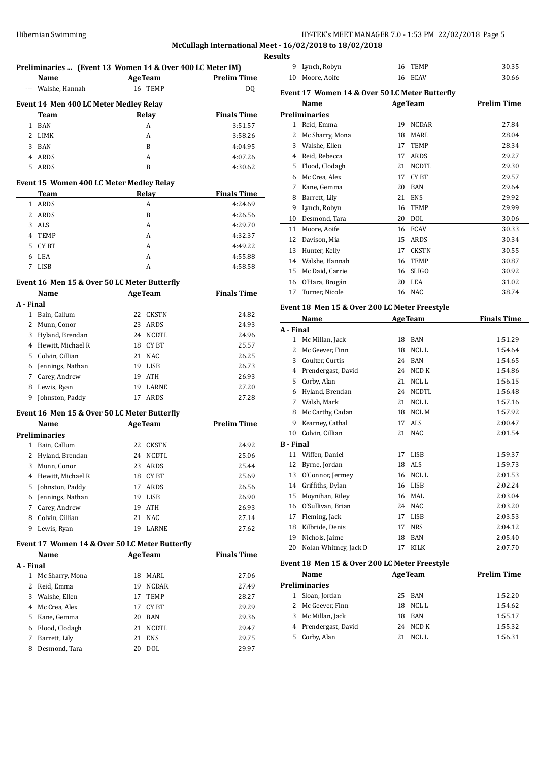### Preliminaries ... (Event 13 Women 14 & Over 400 LC Meter IM)

| | Name | Age | Team | Prelim Time |
|---|---|---|---|---|
| --- | Walshe, Hannah | 16 | TEMP | DQ |

### Event 14 Men 400 LC Meter Medley Relay

| | Team | Relay | Finals Time |
|---|---|---|---|
| 1 | BAN | A | 3:51.57 |
| 2 | LIMK | A | 3:58.26 |
| 3 | BAN | B | 4:04.95 |
| 4 | ARDS | A | 4:07.26 |
| 5 | ARDS | B | 4:30.62 |

### Event 15 Women 400 LC Meter Medley Relay

| | Team | Relay | Finals Time |
|---|---|---|---|
| 1 | ARDS | A | 4:24.69 |
| 2 | ARDS | B | 4:26.56 |
| 3 | ALS | A | 4:29.70 |
| 4 | TEMP | A | 4:32.37 |
| 5 | CY BT | A | 4:49.22 |
| 6 | LEA | A | 4:55.88 |
| 7 | LISB | A | 4:58.58 |

### Event 16 Men 15 & Over 50 LC Meter Butterfly

| | Name | Age | Team | Finals Time |
|---|---|---|---|---|
| **A - Final** | | | | |
| 1 | Bain, Callum | 22 | CKSTN | 24.82 |
| 2 | Munn, Conor | 23 | ARDS | 24.93 |
| 3 | Hyland, Brendan | 24 | NCDTL | 24.96 |
| 4 | Hewitt, Michael R | 18 | CY BT | 25.57 |
| 5 | Colvin, Cillian | 21 | NAC | 26.25 |
| 6 | Jennings, Nathan | 19 | LISB | 26.73 |
| 7 | Carey, Andrew | 19 | ATH | 26.93 |
| 8 | Lewis, Ryan | 19 | LARNE | 27.20 |
| 9 | Johnston, Paddy | 17 | ARDS | 27.28 |

### Event 16 Men 15 & Over 50 LC Meter Butterfly

| | Name | Age | Team | Prelim Time |
|---|---|---|---|---|
| **Preliminaries** | | | | |
| 1 | Bain, Callum | 22 | CKSTN | 24.92 |
| 2 | Hyland, Brendan | 24 | NCDTL | 25.06 |
| 3 | Munn, Conor | 23 | ARDS | 25.44 |
| 4 | Hewitt, Michael R | 18 | CY BT | 25.69 |
| 5 | Johnston, Paddy | 17 | ARDS | 26.56 |
| 6 | Jennings, Nathan | 19 | LISB | 26.90 |
| 7 | Carey, Andrew | 19 | ATH | 26.93 |
| 8 | Colvin, Cillian | 21 | NAC | 27.14 |
| 9 | Lewis, Ryan | 19 | LARNE | 27.62 |

### Event 17 Women 14 & Over 50 LC Meter Butterfly

| | Name | Age | Team | Finals Time |
|---|---|---|---|---|
| **A - Final** | | | | |
| 1 | Mc Sharry, Mona | 18 | MARL | 27.06 |
| 2 | Reid, Emma | 19 | NCDAR | 27.49 |
| 3 | Walshe, Ellen | 17 | TEMP | 28.27 |
| 4 | Mc Crea, Alex | 17 | CY BT | 29.29 |
| 5 | Kane, Gemma | 20 | BAN | 29.36 |
| 6 | Flood, Clodagh | 21 | NCDTL | 29.47 |
| 7 | Barrett, Lily | 21 | ENS | 29.75 |
| 8 | Desmond, Tara | 20 | DOL | 29.97 |
| 9 | Lynch, Robyn | 16 | TEMP | 30.35 |
| 10 | Moore, Aoife | 16 | ECAV | 30.66 |

### Event 17 Women 14 & Over 50 LC Meter Butterfly

| | Name | Age | Team | Prelim Time |
|---|---|---|---|---|
| **Preliminaries** | | | | |
| 1 | Reid, Emma | 19 | NCDAR | 27.84 |
| 2 | Mc Sharry, Mona | 18 | MARL | 28.04 |
| 3 | Walshe, Ellen | 17 | TEMP | 28.34 |
| 4 | Reid, Rebecca | 17 | ARDS | 29.27 |
| 5 | Flood, Clodagh | 21 | NCDTL | 29.30 |
| 6 | Mc Crea, Alex | 17 | CY BT | 29.57 |
| 7 | Kane, Gemma | 20 | BAN | 29.64 |
| 8 | Barrett, Lily | 21 | ENS | 29.92 |
| 9 | Lynch, Robyn | 16 | TEMP | 29.99 |
| 10 | Desmond, Tara | 20 | DOL | 30.06 |
| 11 | Moore, Aoife | 16 | ECAV | 30.33 |
| 12 | Davison, Mia | 15 | ARDS | 30.34 |
| 13 | Hunter, Kelly | 17 | CKSTN | 30.55 |
| 14 | Walshe, Hannah | 16 | TEMP | 30.87 |
| 15 | Mc Daid, Carrie | 16 | SLIGO | 30.92 |
| 16 | O'Hara, Brogán | 20 | LEA | 31.02 |
| 17 | Turner, Nicole | 16 | NAC | 38.74 |

### Event 18 Men 15 & Over 200 LC Meter Freestyle

| | Name | Age | Team | Finals Time |
|---|---|---|---|---|
| **A - Final** | | | | |
| 1 | Mc Millan, Jack | 18 | BAN | 1:51.29 |
| 2 | Mc Geever, Finn | 18 | NCL L | 1:54.64 |
| 3 | Coulter, Curtis | 24 | BAN | 1:54.65 |
| 4 | Prendergast, David | 24 | NCD K | 1:54.86 |
| 5 | Corby, Alan | 21 | NCL L | 1:56.15 |
| 6 | Hyland, Brendan | 24 | NCDTL | 1:56.48 |
| 7 | Walsh, Mark | 21 | NCL L | 1:57.16 |
| 8 | Mc Carthy, Cadan | 18 | NCL M | 1:57.92 |
| 9 | Kearney, Cathal | 17 | ALS | 2:00.47 |
| 10 | Colvin, Cillian | 21 | NAC | 2:01.54 |
| **B - Final** | | | | |
| 11 | Wiffen, Daniel | 17 | LISB | 1:59.37 |
| 12 | Byrne, Jordan | 18 | ALS | 1:59.73 |
| 13 | O'Connor, Jermey | 16 | NCL L | 2:01.53 |
| 14 | Griffiths, Dylan | 16 | LISB | 2:02.24 |
| 15 | Moynihan, Riley | 16 | MAL | 2:03.04 |
| 16 | O'Sullivan, Brian | 24 | NAC | 2:03.20 |
| 17 | Fleming, Jack | 17 | LISB | 2:03.53 |
| 18 | Kilbride, Denis | 17 | NRS | 2:04.12 |
| 19 | Nichols, Jaime | 18 | BAN | 2:05.40 |
| 20 | Nolan-Whitney, Jack D | 17 | KILK | 2:07.70 |

### Event 18 Men 15 & Over 200 LC Meter Freestyle

| | Name | Age | Team | Prelim Time |
|---|---|---|---|---|
| **Preliminaries** | | | | |
| 1 | Sloan, Jordan | 25 | BAN | 1:52.20 |
| 2 | Mc Geever, Finn | 18 | NCL L | 1:54.62 |
| 3 | Mc Millan, Jack | 18 | BAN | 1:55.17 |
| 4 | Prendergast, David | 24 | NCD K | 1:55.32 |
| 5 | Corby, Alan | 21 | NCL L | 1:56.31 |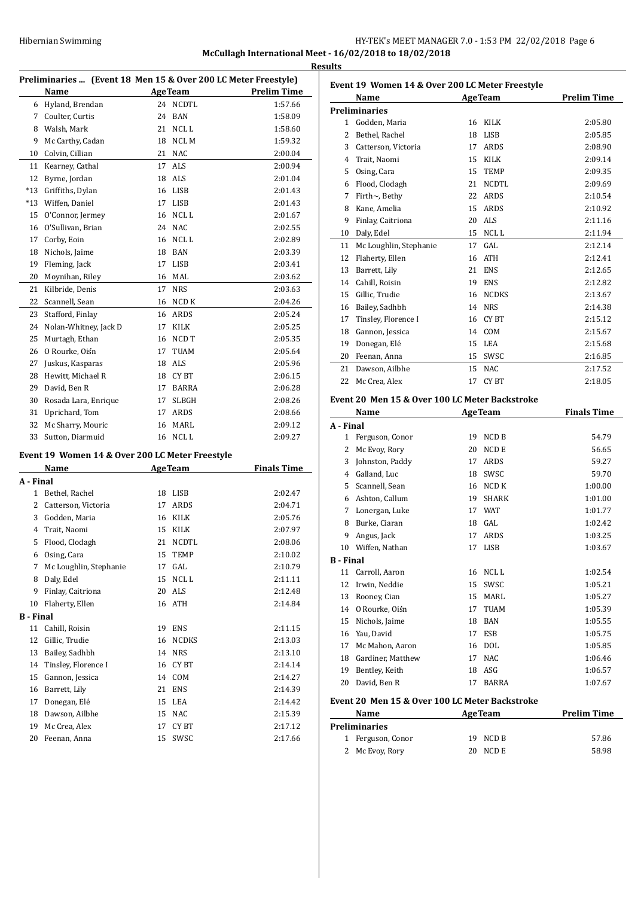McCullagh International Meet - 16/02/2018 to 18/02/2018

**Results**

### Preliminaries ... (Event 18 Men 15 & Over 200 LC Meter Freestyle)

| | Name | Age | Team | Prelim Time |
|---|---|---|---|---|
| 6 | Hyland, Brendan | 24 | NCDTL | 1:57.66 |
| 7 | Coulter, Curtis | 24 | BAN | 1:58.09 |
| 8 | Walsh, Mark | 21 | NCL L | 1:58.60 |
| 9 | Mc Carthy, Cadan | 18 | NCL M | 1:59.32 |
| 10 | Colvin, Cillian | 21 | NAC | 2:00.04 |
| 11 | Kearney, Cathal | 17 | ALS | 2:00.94 |
| 12 | Byrne, Jordan | 18 | ALS | 2:01.04 |
| *13 | Griffiths, Dylan | 16 | LISB | 2:01.43 |
| *13 | Wiffen, Daniel | 17 | LISB | 2:01.43 |
| 15 | O'Connor, Jermey | 16 | NCL L | 2:01.67 |
| 16 | O'Sullivan, Brian | 24 | NAC | 2:02.55 |
| 17 | Corby, Eoin | 16 | NCL L | 2:02.89 |
| 18 | Nichols, Jaime | 18 | BAN | 2:03.39 |
| 19 | Fleming, Jack | 17 | LISB | 2:03.41 |
| 20 | Moynihan, Riley | 16 | MAL | 2:03.62 |
| 21 | Kilbride, Denis | 17 | NRS | 2:03.63 |
| 22 | Scannell, Sean | 16 | NCD K | 2:04.26 |
| 23 | Stafford, Finlay | 16 | ARDS | 2:05.24 |
| 24 | Nolan-Whitney, Jack D | 17 | KILK | 2:05.25 |
| 25 | Murtagh, Ethan | 16 | NCD T | 2:05.35 |
| 26 | O Rourke, Oiśn | 17 | TUAM | 2:05.64 |
| 27 | Juskus, Kasparas | 18 | ALS | 2:05.96 |
| 28 | Hewitt, Michael R | 18 | CY BT | 2:06.15 |
| 29 | David, Ben R | 17 | BARRA | 2:06.28 |
| 30 | Rosada Lara, Enrique | 17 | SLBGH | 2:08.26 |
| 31 | Uprichard, Tom | 17 | ARDS | 2:08.66 |
| 32 | Mc Sharry, Mouric | 16 | MARL | 2:09.12 |
| 33 | Sutton, Diarmuid | 16 | NCL L | 2:09.27 |

### Event 19 Women 14 & Over 200 LC Meter Freestyle

| | Name | Age | Team | Finals Time |
|---|---|---|---|---|
| **A - Final** | | | | |
| 1 | Bethel, Rachel | 18 | LISB | 2:02.47 |
| 2 | Catterson, Victoria | 17 | ARDS | 2:04.71 |
| 3 | Godden, Maria | 16 | KILK | 2:05.76 |
| 4 | Trait, Naomi | 15 | KILK | 2:07.97 |
| 5 | Flood, Clodagh | 21 | NCDTL | 2:08.06 |
| 6 | Osing, Cara | 15 | TEMP | 2:10.02 |
| 7 | Mc Loughlin, Stephanie | 17 | GAL | 2:10.79 |
| 8 | Daly, Edel | 15 | NCL L | 2:11.11 |
| 9 | Finlay, Caitriona | 20 | ALS | 2:12.48 |
| 10 | Flaherty, Ellen | 16 | ATH | 2:14.84 |
| **B - Final** | | | | |
| 11 | Cahill, Roisin | 19 | ENS | 2:11.15 |
| 12 | Gillic, Trudie | 16 | NCDKS | 2:13.03 |
| 13 | Bailey, Sadhbh | 14 | NRS | 2:13.10 |
| 14 | Tinsley, Florence I | 16 | CY BT | 2:14.14 |
| 15 | Gannon, Jessica | 14 | COM | 2:14.27 |
| 16 | Barrett, Lily | 21 | ENS | 2:14.39 |
| 17 | Donegan, Elé | 15 | LEA | 2:14.42 |
| 18 | Dawson, Ailbhe | 15 | NAC | 2:15.39 |
| 19 | Mc Crea, Alex | 17 | CY BT | 2:17.12 |
| 20 | Feenan, Anna | 15 | SWSC | 2:17.66 |

### Event 19 Women 14 & Over 200 LC Meter Freestyle

| | Name | Age | Team | Prelim Time |
|---|---|---|---|---|
| **Preliminaries** | | | | |
| 1 | Godden, Maria | 16 | KILK | 2:05.80 |
| 2 | Bethel, Rachel | 18 | LISB | 2:05.85 |
| 3 | Catterson, Victoria | 17 | ARDS | 2:08.90 |
| 4 | Trait, Naomi | 15 | KILK | 2:09.14 |
| 5 | Osing, Cara | 15 | TEMP | 2:09.35 |
| 6 | Flood, Clodagh | 21 | NCDTL | 2:09.69 |
| 7 | Firth~, Bethy | 22 | ARDS | 2:10.54 |
| 8 | Kane, Amelia | 15 | ARDS | 2:10.92 |
| 9 | Finlay, Caitriona | 20 | ALS | 2:11.16 |
| 10 | Daly, Edel | 15 | NCL L | 2:11.94 |
| 11 | Mc Loughlin, Stephanie | 17 | GAL | 2:12.14 |
| 12 | Flaherty, Ellen | 16 | ATH | 2:12.41 |
| 13 | Barrett, Lily | 21 | ENS | 2:12.65 |
| 14 | Cahill, Roisin | 19 | ENS | 2:12.82 |
| 15 | Gillic, Trudie | 16 | NCDKS | 2:13.67 |
| 16 | Bailey, Sadhbh | 14 | NRS | 2:14.38 |
| 17 | Tinsley, Florence I | 16 | CY BT | 2:15.12 |
| 18 | Gannon, Jessica | 14 | COM | 2:15.67 |
| 19 | Donegan, Elé | 15 | LEA | 2:15.68 |
| 20 | Feenan, Anna | 15 | SWSC | 2:16.85 |
| 21 | Dawson, Ailbhe | 15 | NAC | 2:17.52 |
| 22 | Mc Crea, Alex | 17 | CY BT | 2:18.05 |

### Event 20 Men 15 & Over 100 LC Meter Backstroke

| | Name | Age | Team | Finals Time |
|---|---|---|---|---|
| **A - Final** | | | | |
| 1 | Ferguson, Conor | 19 | NCD B | 54.79 |
| 2 | Mc Evoy, Rory | 20 | NCD E | 56.65 |
| 3 | Johnston, Paddy | 17 | ARDS | 59.27 |
| 4 | Galland, Luc | 18 | SWSC | 59.70 |
| 5 | Scannell, Sean | 16 | NCD K | 1:00.00 |
| 6 | Ashton, Callum | 19 | SHARK | 1:01.00 |
| 7 | Lonergan, Luke | 17 | WAT | 1:01.77 |
| 8 | Burke, Ciaran | 18 | GAL | 1:02.42 |
| 9 | Angus, Jack | 17 | ARDS | 1:03.25 |
| 10 | Wiffen, Nathan | 17 | LISB | 1:03.67 |
| **B - Final** | | | | |
| 11 | Carroll, Aaron | 16 | NCL L | 1:02.54 |
| 12 | Irwin, Neddie | 15 | SWSC | 1:05.21 |
| 13 | Rooney, Cian | 15 | MARL | 1:05.27 |
| 14 | O Rourke, Oiśn | 17 | TUAM | 1:05.39 |
| 15 | Nichols, Jaime | 18 | BAN | 1:05.55 |
| 16 | Yau, David | 17 | ESB | 1:05.75 |
| 17 | Mc Mahon, Aaron | 16 | DOL | 1:05.85 |
| 18 | Gardiner, Matthew | 17 | NAC | 1:06.46 |
| 19 | Bentley, Keith | 18 | ASG | 1:06.57 |
| 20 | David, Ben R | 17 | BARRA | 1:07.67 |

### Event 20 Men 15 & Over 100 LC Meter Backstroke

| | Name | Age | Team | Prelim Time |
|---|---|---|---|---|
| **Preliminaries** | | | | |
| 1 | Ferguson, Conor | 19 | NCD B | 57.86 |
| 2 | Mc Evoy, Rory | 20 | NCD E | 58.98 |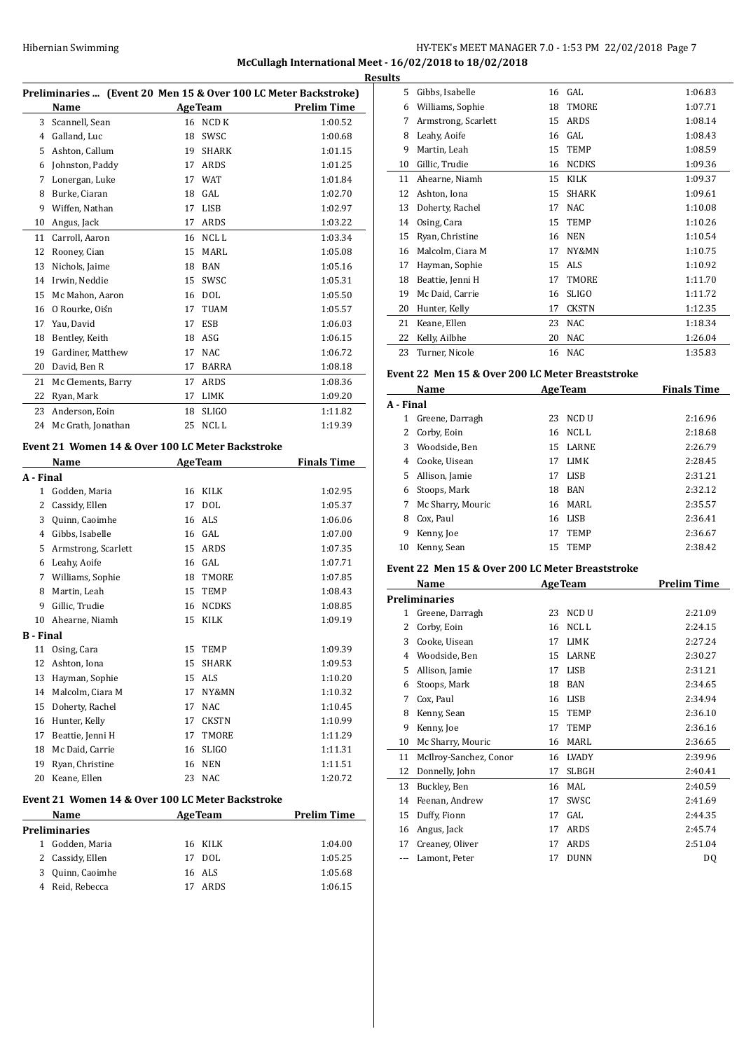## Preliminaries ... (Event 20 Men 15 & Over 100 LC Meter Backstroke)

| | Name | Age | Team | Prelim Time |
|---|---|---|---|---|
| 3 | Scannell, Sean | 16 | NCD K | 1:00.52 |
| 4 | Galland, Luc | 18 | SWSC | 1:00.68 |
| 5 | Ashton, Callum | 19 | SHARK | 1:01.15 |
| 6 | Johnston, Paddy | 17 | ARDS | 1:01.25 |
| 7 | Lonergan, Luke | 17 | WAT | 1:01.84 |
| 8 | Burke, Ciaran | 18 | GAL | 1:02.70 |
| 9 | Wiffen, Nathan | 17 | LISB | 1:02.97 |
| 10 | Angus, Jack | 17 | ARDS | 1:03.22 |
| 11 | Carroll, Aaron | 16 | NCL L | 1:03.34 |
| 12 | Rooney, Cian | 15 | MARL | 1:05.08 |
| 13 | Nichols, Jaime | 18 | BAN | 1:05.16 |
| 14 | Irwin, Neddie | 15 | SWSC | 1:05.31 |
| 15 | Mc Mahon, Aaron | 16 | DOL | 1:05.50 |
| 16 | O Rourke, Oisín | 17 | TUAM | 1:05.57 |
| 17 | Yau, David | 17 | ESB | 1:06.03 |
| 18 | Bentley, Keith | 18 | ASG | 1:06.15 |
| 19 | Gardiner, Matthew | 17 | NAC | 1:06.72 |
| 20 | David, Ben R | 17 | BARRA | 1:08.18 |
| 21 | Mc Clements, Barry | 17 | ARDS | 1:08.36 |
| 22 | Ryan, Mark | 17 | LIMK | 1:09.20 |
| 23 | Anderson, Eoin | 18 | SLIGO | 1:11.82 |
| 24 | Mc Grath, Jonathan | 25 | NCL L | 1:19.39 |

## Event 21 Women 14 & Over 100 LC Meter Backstroke

| | Name | Age | Team | Finals Time |
|---|---|---|---|---|
| **A - Final** | | | | |
| 1 | Godden, Maria | 16 | KILK | 1:02.95 |
| 2 | Cassidy, Ellen | 17 | DOL | 1:05.37 |
| 3 | Quinn, Caoimhe | 16 | ALS | 1:06.06 |
| 4 | Gibbs, Isabelle | 16 | GAL | 1:07.00 |
| 5 | Armstrong, Scarlett | 15 | ARDS | 1:07.35 |
| 6 | Leahy, Aoife | 16 | GAL | 1:07.71 |
| 7 | Williams, Sophie | 18 | TMORE | 1:07.85 |
| 8 | Martin, Leah | 15 | TEMP | 1:08.43 |
| 9 | Gillic, Trudie | 16 | NCDKS | 1:08.85 |
| 10 | Ahearne, Niamh | 15 | KILK | 1:09.19 |
| **B - Final** | | | | |
| 11 | Osing, Cara | 15 | TEMP | 1:09.39 |
| 12 | Ashton, Iona | 15 | SHARK | 1:09.53 |
| 13 | Hayman, Sophie | 15 | ALS | 1:10.20 |
| 14 | Malcolm, Ciara M | 17 | NY&MN | 1:10.32 |
| 15 | Doherty, Rachel | 17 | NAC | 1:10.45 |
| 16 | Hunter, Kelly | 17 | CKSTN | 1:10.99 |
| 17 | Beattie, Jenni H | 17 | TMORE | 1:11.29 |
| 18 | Mc Daid, Carrie | 16 | SLIGO | 1:11.31 |
| 19 | Ryan, Christine | 16 | NEN | 1:11.51 |
| 20 | Keane, Ellen | 23 | NAC | 1:20.72 |

## Event 21 Women 14 & Over 100 LC Meter Backstroke

| | Name | Age | Team | Prelim Time |
|---|---|---|---|---|
| **Preliminaries** | | | | |
| 1 | Godden, Maria | 16 | KILK | 1:04.00 |
| 2 | Cassidy, Ellen | 17 | DOL | 1:05.25 |
| 3 | Quinn, Caoimhe | 16 | ALS | 1:05.68 |
| 4 | Reid, Rebecca | 17 | ARDS | 1:06.15 |
| 5 | Gibbs, Isabelle | 16 | GAL | 1:06.83 |
| 6 | Williams, Sophie | 18 | TMORE | 1:07.71 |
| 7 | Armstrong, Scarlett | 15 | ARDS | 1:08.14 |
| 8 | Leahy, Aoife | 16 | GAL | 1:08.43 |
| 9 | Martin, Leah | 15 | TEMP | 1:08.59 |
| 10 | Gillic, Trudie | 16 | NCDKS | 1:09.36 |
| 11 | Ahearne, Niamh | 15 | KILK | 1:09.37 |
| 12 | Ashton, Iona | 15 | SHARK | 1:09.61 |
| 13 | Doherty, Rachel | 17 | NAC | 1:10.08 |
| 14 | Osing, Cara | 15 | TEMP | 1:10.26 |
| 15 | Ryan, Christine | 16 | NEN | 1:10.54 |
| 16 | Malcolm, Ciara M | 17 | NY&MN | 1:10.75 |
| 17 | Hayman, Sophie | 15 | ALS | 1:10.92 |
| 18 | Beattie, Jenni H | 17 | TMORE | 1:11.70 |
| 19 | Mc Daid, Carrie | 16 | SLIGO | 1:11.72 |
| 20 | Hunter, Kelly | 17 | CKSTN | 1:12.35 |
| 21 | Keane, Ellen | 23 | NAC | 1:18.34 |
| 22 | Kelly, Ailbhe | 20 | NAC | 1:26.04 |
| 23 | Turner, Nicole | 16 | NAC | 1:35.83 |

## Event 22 Men 15 & Over 200 LC Meter Breaststroke

| | Name | Age | Team | Finals Time |
|---|---|---|---|---|
| **A - Final** | | | | |
| 1 | Greene, Darragh | 23 | NCD U | 2:16.96 |
| 2 | Corby, Eoin | 16 | NCL L | 2:18.68 |
| 3 | Woodside, Ben | 15 | LARNE | 2:26.79 |
| 4 | Cooke, Uisean | 17 | LIMK | 2:28.45 |
| 5 | Allison, Jamie | 17 | LISB | 2:31.21 |
| 6 | Stoops, Mark | 18 | BAN | 2:32.12 |
| 7 | Mc Sharry, Mouric | 16 | MARL | 2:35.57 |
| 8 | Cox, Paul | 16 | LISB | 2:36.41 |
| 9 | Kenny, Joe | 17 | TEMP | 2:36.67 |
| 10 | Kenny, Sean | 15 | TEMP | 2:38.42 |

## Event 22 Men 15 & Over 200 LC Meter Breaststroke

| | Name | Age | Team | Prelim Time |
|---|---|---|---|---|
| **Preliminaries** | | | | |
| 1 | Greene, Darragh | 23 | NCD U | 2:21.09 |
| 2 | Corby, Eoin | 16 | NCL L | 2:24.15 |
| 3 | Cooke, Uisean | 17 | LIMK | 2:27.24 |
| 4 | Woodside, Ben | 15 | LARNE | 2:30.27 |
| 5 | Allison, Jamie | 17 | LISB | 2:31.21 |
| 6 | Stoops, Mark | 18 | BAN | 2:34.65 |
| 7 | Cox, Paul | 16 | LISB | 2:34.94 |
| 8 | Kenny, Sean | 15 | TEMP | 2:36.10 |
| 9 | Kenny, Joe | 17 | TEMP | 2:36.16 |
| 10 | Mc Sharry, Mouric | 16 | MARL | 2:36.65 |
| 11 | McIlroy-Sanchez, Conor | 16 | LVADY | 2:39.96 |
| 12 | Donnelly, John | 17 | SLBGH | 2:40.41 |
| 13 | Buckley, Ben | 16 | MAL | 2:40.59 |
| 14 | Feenan, Andrew | 17 | SWSC | 2:41.69 |
| 15 | Duffy, Fionn | 17 | GAL | 2:44.35 |
| 16 | Angus, Jack | 17 | ARDS | 2:45.74 |
| 17 | Creaney, Oliver | 17 | ARDS | 2:51.04 |
| --- | Lamont, Peter | 17 | DUNN | DQ |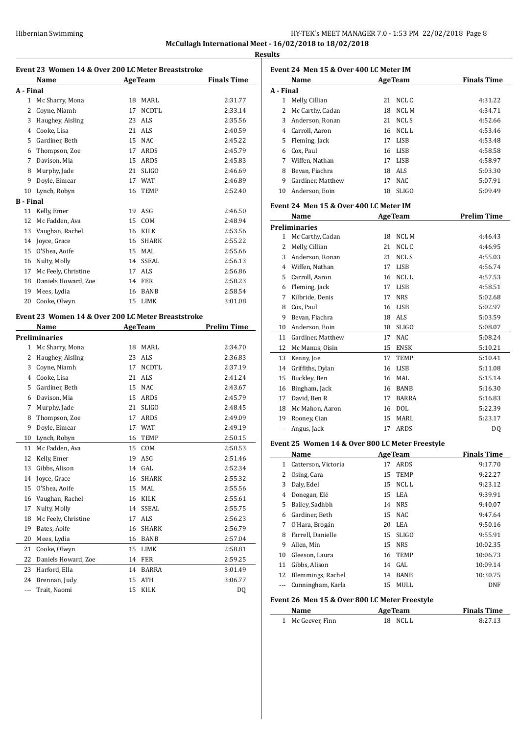**McCullagh International Meet - 16/02/2018 to 18/02/2018**

**Results**

### Event 23 Women 14 & Over 200 LC Meter Breaststroke

| | Name | Age | Team | Finals Time |
|---|---|---|---|---|
| **A - Final** | | | | |
| 1 | Mc Sharry, Mona | 18 | MARL | 2:31.77 |
| 2 | Coyne, Niamh | 17 | NCDTL | 2:33.14 |
| 3 | Haughey, Aisling | 23 | ALS | 2:35.56 |
| 4 | Cooke, Lisa | 21 | ALS | 2:40.59 |
| 5 | Gardiner, Beth | 15 | NAC | 2:45.22 |
| 6 | Thompson, Zoe | 17 | ARDS | 2:45.79 |
| 7 | Davison, Mia | 15 | ARDS | 2:45.83 |
| 8 | Murphy, Jade | 21 | SLIGO | 2:46.69 |
| 9 | Doyle, Eimear | 17 | WAT | 2:46.89 |
| 10 | Lynch, Robyn | 16 | TEMP | 2:52.40 |
| **B - Final** | | | | |
| 11 | Kelly, Emer | 19 | ASG | 2:46.50 |
| 12 | Mc Fadden, Ava | 15 | COM | 2:48.94 |
| 13 | Vaughan, Rachel | 16 | KILK | 2:53.56 |
| 14 | Joyce, Grace | 16 | SHARK | 2:55.22 |
| 15 | O'Shea, Aoife | 15 | MAL | 2:55.66 |
| 16 | Nulty, Molly | 14 | SSEAL | 2:56.13 |
| 17 | Mc Feely, Christine | 17 | ALS | 2:56.86 |
| 18 | Daniels Howard, Zoe | 14 | FER | 2:58.23 |
| 19 | Mees, Lydia | 16 | BANB | 2:58.54 |
| 20 | Cooke, Olwyn | 15 | LIMK | 3:01.08 |

### Event 23 Women 14 & Over 200 LC Meter Breaststroke

| | Name | Age | Team | Prelim Time |
|---|---|---|---|---|
| **Preliminaries** | | | | |
| 1 | Mc Sharry, Mona | 18 | MARL | 2:34.70 |
| 2 | Haughey, Aisling | 23 | ALS | 2:36.83 |
| 3 | Coyne, Niamh | 17 | NCDTL | 2:37.19 |
| 4 | Cooke, Lisa | 21 | ALS | 2:41.24 |
| 5 | Gardiner, Beth | 15 | NAC | 2:43.67 |
| 6 | Davison, Mia | 15 | ARDS | 2:45.79 |
| 7 | Murphy, Jade | 21 | SLIGO | 2:48.45 |
| 8 | Thompson, Zoe | 17 | ARDS | 2:49.09 |
| 9 | Doyle, Eimear | 17 | WAT | 2:49.19 |
| 10 | Lynch, Robyn | 16 | TEMP | 2:50.15 |
| 11 | Mc Fadden, Ava | 15 | COM | 2:50.53 |
| 12 | Kelly, Emer | 19 | ASG | 2:51.46 |
| 13 | Gibbs, Alison | 14 | GAL | 2:52.34 |
| 14 | Joyce, Grace | 16 | SHARK | 2:55.32 |
| 15 | O'Shea, Aoife | 15 | MAL | 2:55.56 |
| 16 | Vaughan, Rachel | 16 | KILK | 2:55.61 |
| 17 | Nulty, Molly | 14 | SSEAL | 2:55.75 |
| 18 | Mc Feely, Christine | 17 | ALS | 2:56.23 |
| 19 | Bates, Aoife | 16 | SHARK | 2:56.79 |
| 20 | Mees, Lydia | 16 | BANB | 2:57.04 |
| 21 | Cooke, Olwyn | 15 | LIMK | 2:58.81 |
| 22 | Daniels Howard, Zoe | 14 | FER | 2:59.25 |
| 23 | Harford, Ella | 14 | BARRA | 3:01.49 |
| 24 | Brennan, Judy | 15 | ATH | 3:06.77 |
| --- | Trait, Naomi | 15 | KILK | DQ |

### Event 24 Men 15 & Over 400 LC Meter IM

| | Name | Age | Team | Finals Time |
|---|---|---|---|---|
| **A - Final** | | | | |
| 1 | Melly, Cillian | 21 | NCL C | 4:31.22 |
| 2 | Mc Carthy, Cadan | 18 | NCL M | 4:34.71 |
| 3 | Anderson, Ronan | 21 | NCL S | 4:52.66 |
| 4 | Carroll, Aaron | 16 | NCL L | 4:53.46 |
| 5 | Fleming, Jack | 17 | LISB | 4:53.48 |
| 6 | Cox, Paul | 16 | LISB | 4:58.58 |
| 7 | Wiffen, Nathan | 17 | LISB | 4:58.97 |
| 8 | Bevan, Fiachra | 18 | ALS | 5:03.30 |
| 9 | Gardiner, Matthew | 17 | NAC | 5:07.91 |
| 10 | Anderson, Eoin | 18 | SLIGO | 5:09.49 |

### Event 24 Men 15 & Over 400 LC Meter IM

| | Name | Age | Team | Prelim Time |
|---|---|---|---|---|
| **Preliminaries** | | | | |
| 1 | Mc Carthy, Cadan | 18 | NCL M | 4:46.43 |
| 2 | Melly, Cillian | 21 | NCL C | 4:46.95 |
| 3 | Anderson, Ronan | 21 | NCL S | 4:55.03 |
| 4 | Wiffen, Nathan | 17 | LISB | 4:56.74 |
| 5 | Carroll, Aaron | 16 | NCL L | 4:57.53 |
| 6 | Fleming, Jack | 17 | LISB | 4:58.51 |
| 7 | Kilbride, Denis | 17 | NRS | 5:02.68 |
| 8 | Cox, Paul | 16 | LISB | 5:02.97 |
| 9 | Bevan, Fiachra | 18 | ALS | 5:03.59 |
| 10 | Anderson, Eoin | 18 | SLIGO | 5:08.07 |
| 11 | Gardiner, Matthew | 17 | NAC | 5:08.24 |
| 12 | Mc Manus, Oisin | 15 | ENSK | 5:10.21 |
| 13 | Kenny, Joe | 17 | TEMP | 5:10.41 |
| 14 | Griffiths, Dylan | 16 | LISB | 5:11.08 |
| 15 | Buckley, Ben | 16 | MAL | 5:15.14 |
| 16 | Bingham, Jack | 16 | BANB | 5:16.30 |
| 17 | David, Ben R | 17 | BARRA | 5:16.83 |
| 18 | Mc Mahon, Aaron | 16 | DOL | 5:22.39 |
| 19 | Rooney, Cian | 15 | MARL | 5:23.17 |
| --- | Angus, Jack | 17 | ARDS | DQ |

### Event 25 Women 14 & Over 800 LC Meter Freestyle

| | Name | Age | Team | Finals Time |
|---|---|---|---|---|
| 1 | Catterson, Victoria | 17 | ARDS | 9:17.70 |
| 2 | Osing, Cara | 15 | TEMP | 9:22.27 |
| 3 | Daly, Edel | 15 | NCL L | 9:23.12 |
| 4 | Donegan, Elé | 15 | LEA | 9:39.91 |
| 5 | Bailey, Sadhbh | 14 | NRS | 9:40.07 |
| 6 | Gardiner, Beth | 15 | NAC | 9:47.64 |
| 7 | O'Hara, Brogán | 20 | LEA | 9:50.16 |
| 8 | Farrell, Danielle | 15 | SLIGO | 9:55.91 |
| 9 | Allen, Min | 15 | NRS | 10:02.35 |
| 10 | Gleeson, Laura | 16 | TEMP | 10:06.73 |
| 11 | Gibbs, Alison | 14 | GAL | 10:09.14 |
| 12 | Blemmings, Rachel | 14 | BANB | 10:30.75 |
| --- | Cunningham, Karla | 15 | MULL | DNF |

### Event 26 Men 15 & Over 800 LC Meter Freestyle

| | Name | Age | Team | Finals Time |
|---|---|---|---|---|
| 1 | Mc Geever, Finn | 18 | NCL L | 8:27.13 |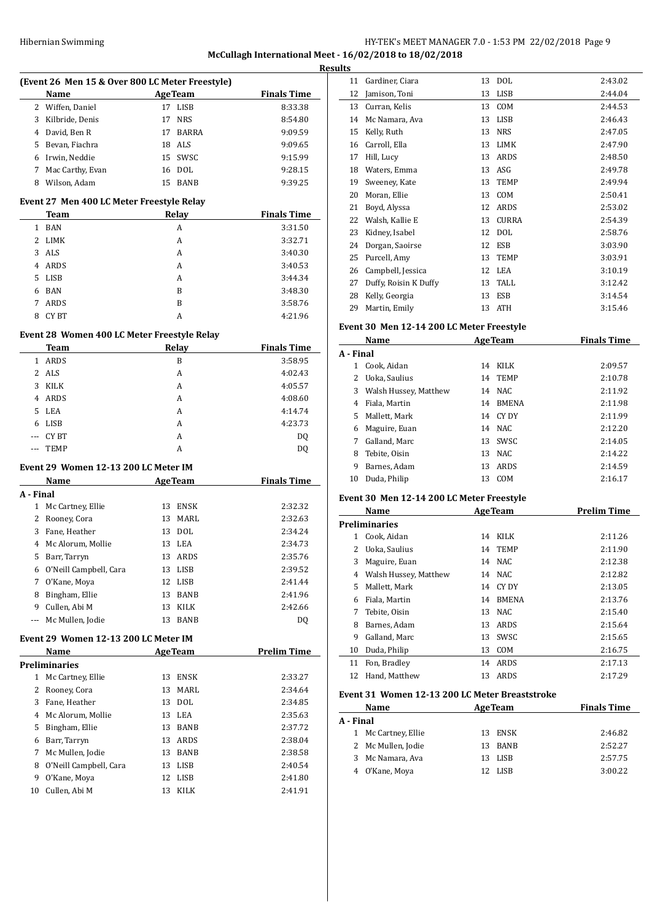**McCullagh International Meet - 16/02/2018 to 18/02/2018**

**Results**

### (Event 26 Men 15 & Over 800 LC Meter Freestyle)

| | Name | Age | Team | Finals Time |
|---|---|---|---|---|
| 2 | Wiffen, Daniel | 17 | LISB | 8:33.38 |
| 3 | Kilbride, Denis | 17 | NRS | 8:54.80 |
| 4 | David, Ben R | 17 | BARRA | 9:09.59 |
| 5 | Bevan, Fiachra | 18 | ALS | 9:09.65 |
| 6 | Irwin, Neddie | 15 | SWSC | 9:15.99 |
| 7 | Mac Carthy, Evan | 16 | DOL | 9:28.15 |
| 8 | Wilson, Adam | 15 | BANB | 9:39.25 |

### Event 27 Men 400 LC Meter Freestyle Relay

| | Team | Relay | Finals Time |
|---|---|---|---|
| 1 | BAN | A | 3:31.50 |
| 2 | LIMK | A | 3:32.71 |
| 3 | ALS | A | 3:40.30 |
| 4 | ARDS | A | 3:40.53 |
| 5 | LISB | A | 3:44.34 |
| 6 | BAN | B | 3:48.30 |
| 7 | ARDS | B | 3:58.76 |
| 8 | CY BT | A | 4:21.96 |

### Event 28 Women 400 LC Meter Freestyle Relay

| | Team | Relay | Finals Time |
|---|---|---|---|
| 1 | ARDS | B | 3:58.95 |
| 2 | ALS | A | 4:02.43 |
| 3 | KILK | A | 4:05.57 |
| 4 | ARDS | A | 4:08.60 |
| 5 | LEA | A | 4:14.74 |
| 6 | LISB | A | 4:23.73 |
| --- | CY BT | A | DQ |
| --- | TEMP | A | DQ |

### Event 29 Women 12-13 200 LC Meter IM

| | Name | Age | Team | Finals Time |
|---|---|---|---|---|
| **A - Final** | | | | |
| 1 | Mc Cartney, Ellie | 13 | ENSK | 2:32.32 |
| 2 | Rooney, Cora | 13 | MARL | 2:32.63 |
| 3 | Fane, Heather | 13 | DOL | 2:34.24 |
| 4 | Mc Alorum, Mollie | 13 | LEA | 2:34.73 |
| 5 | Barr, Tarryn | 13 | ARDS | 2:35.76 |
| 6 | O'Neill Campbell, Cara | 13 | LISB | 2:39.52 |
| 7 | O'Kane, Moya | 12 | LISB | 2:41.44 |
| 8 | Bingham, Ellie | 13 | BANB | 2:41.96 |
| 9 | Cullen, Abi M | 13 | KILK | 2:42.66 |
| --- | Mc Mullen, Jodie | 13 | BANB | DQ |

### Event 29 Women 12-13 200 LC Meter IM

| | Name | Age | Team | Prelim Time |
|---|---|---|---|---|
| **Preliminaries** | | | | |
| 1 | Mc Cartney, Ellie | 13 | ENSK | 2:33.27 |
| 2 | Rooney, Cora | 13 | MARL | 2:34.64 |
| 3 | Fane, Heather | 13 | DOL | 2:34.85 |
| 4 | Mc Alorum, Mollie | 13 | LEA | 2:35.63 |
| 5 | Bingham, Ellie | 13 | BANB | 2:37.72 |
| 6 | Barr, Tarryn | 13 | ARDS | 2:38.04 |
| 7 | Mc Mullen, Jodie | 13 | BANB | 2:38.58 |
| 8 | O'Neill Campbell, Cara | 13 | LISB | 2:40.54 |
| 9 | O'Kane, Moya | 12 | LISB | 2:41.80 |
| 10 | Cullen, Abi M | 13 | KILK | 2:41.91 |
| 11 | Gardiner, Ciara | 13 | DOL | 2:43.02 |
| 12 | Jamison, Toni | 13 | LISB | 2:44.04 |
| 13 | Curran, Kelis | 13 | COM | 2:44.53 |
| 14 | Mc Namara, Ava | 13 | LISB | 2:46.43 |
| 15 | Kelly, Ruth | 13 | NRS | 2:47.05 |
| 16 | Carroll, Ella | 13 | LIMK | 2:47.90 |
| 17 | Hill, Lucy | 13 | ARDS | 2:48.50 |
| 18 | Waters, Emma | 13 | ASG | 2:49.78 |
| 19 | Sweeney, Kate | 13 | TEMP | 2:49.94 |
| 20 | Moran, Ellie | 13 | COM | 2:50.41 |
| 21 | Boyd, Alyssa | 12 | ARDS | 2:53.02 |
| 22 | Walsh, Kallie E | 13 | CURRA | 2:54.39 |
| 23 | Kidney, Isabel | 12 | DOL | 2:58.76 |
| 24 | Dorgan, Saoirse | 12 | ESB | 3:03.90 |
| 25 | Purcell, Amy | 13 | TEMP | 3:03.91 |
| 26 | Campbell, Jessica | 12 | LEA | 3:10.19 |
| 27 | Duffy, Roisin K Duffy | 13 | TALL | 3:12.42 |
| 28 | Kelly, Georgia | 13 | ESB | 3:14.54 |
| 29 | Martin, Emily | 13 | ATH | 3:15.46 |

### Event 30 Men 12-14 200 LC Meter Freestyle

| | Name | Age | Team | Finals Time |
|---|---|---|---|---|
| **A - Final** | | | | |
| 1 | Cook, Aidan | 14 | KILK | 2:09.57 |
| 2 | Uoka, Saulius | 14 | TEMP | 2:10.78 |
| 3 | Walsh Hussey, Matthew | 14 | NAC | 2:11.92 |
| 4 | Fiala, Martin | 14 | BMENA | 2:11.98 |
| 5 | Mallett, Mark | 14 | CY DY | 2:11.99 |
| 6 | Maguire, Euan | 14 | NAC | 2:12.20 |
| 7 | Galland, Marc | 13 | SWSC | 2:14.05 |
| 8 | Tebite, Oisin | 13 | NAC | 2:14.22 |
| 9 | Barnes, Adam | 13 | ARDS | 2:14.59 |
| 10 | Duda, Philip | 13 | COM | 2:16.17 |

### Event 30 Men 12-14 200 LC Meter Freestyle

| | Name | Age | Team | Prelim Time |
|---|---|---|---|---|
| **Preliminaries** | | | | |
| 1 | Cook, Aidan | 14 | KILK | 2:11.26 |
| 2 | Uoka, Saulius | 14 | TEMP | 2:11.90 |
| 3 | Maguire, Euan | 14 | NAC | 2:12.38 |
| 4 | Walsh Hussey, Matthew | 14 | NAC | 2:12.82 |
| 5 | Mallett, Mark | 14 | CY DY | 2:13.05 |
| 6 | Fiala, Martin | 14 | BMENA | 2:13.76 |
| 7 | Tebite, Oisin | 13 | NAC | 2:15.40 |
| 8 | Barnes, Adam | 13 | ARDS | 2:15.64 |
| 9 | Galland, Marc | 13 | SWSC | 2:15.65 |
| 10 | Duda, Philip | 13 | COM | 2:16.75 |
| 11 | Fon, Bradley | 14 | ARDS | 2:17.13 |
| 12 | Hand, Matthew | 13 | ARDS | 2:17.29 |

### Event 31 Women 12-13 200 LC Meter Breaststroke

| | Name | Age | Team | Finals Time |
|---|---|---|---|---|
| **A - Final** | | | | |
| 1 | Mc Cartney, Ellie | 13 | ENSK | 2:46.82 |
| 2 | Mc Mullen, Jodie | 13 | BANB | 2:52.27 |
| 3 | Mc Namara, Ava | 13 | LISB | 2:57.75 |
| 4 | O'Kane, Moya | 12 | LISB | 3:00.22 |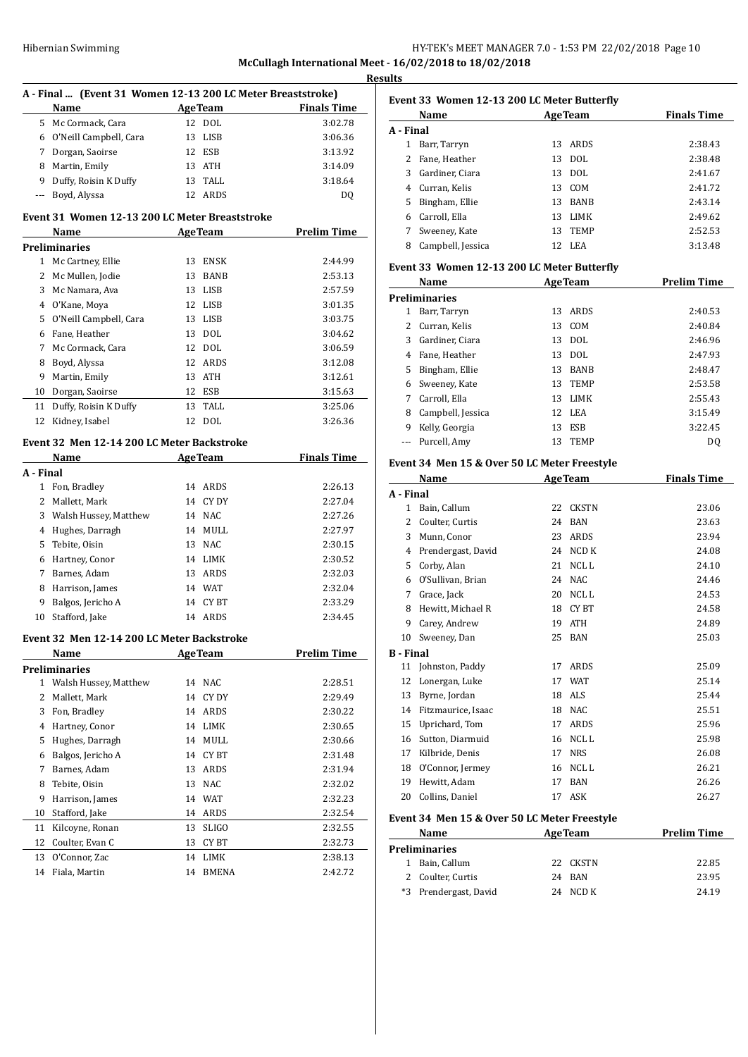**Results**

### A - Final ... (Event 31 Women 12-13 200 LC Meter Breaststroke)

| | Name | Age | Team | Finals Time |
|---|---|---|---|---|
| 5 | Mc Cormack, Cara | 12 | DOL | 3:02.78 |
| 6 | O'Neill Campbell, Cara | 13 | LISB | 3:06.36 |
| 7 | Dorgan, Saoirse | 12 | ESB | 3:13.92 |
| 8 | Martin, Emily | 13 | ATH | 3:14.09 |
| 9 | Duffy, Roisin K Duffy | 13 | TALL | 3:18.64 |
| --- | Boyd, Alyssa | 12 | ARDS | DQ |

### Event 31 Women 12-13 200 LC Meter Breaststroke

| | Name | Age | Team | Prelim Time |
|---|---|---|---|---|
| **Preliminaries** | | | | |
| 1 | Mc Cartney, Ellie | 13 | ENSK | 2:44.99 |
| 2 | Mc Mullen, Jodie | 13 | BANB | 2:53.13 |
| 3 | Mc Namara, Ava | 13 | LISB | 2:57.59 |
| 4 | O'Kane, Moya | 12 | LISB | 3:01.35 |
| 5 | O'Neill Campbell, Cara | 13 | LISB | 3:03.75 |
| 6 | Fane, Heather | 13 | DOL | 3:04.62 |
| 7 | Mc Cormack, Cara | 12 | DOL | 3:06.59 |
| 8 | Boyd, Alyssa | 12 | ARDS | 3:12.08 |
| 9 | Martin, Emily | 13 | ATH | 3:12.61 |
| 10 | Dorgan, Saoirse | 12 | ESB | 3:15.63 |
| 11 | Duffy, Roisin K Duffy | 13 | TALL | 3:25.06 |
| 12 | Kidney, Isabel | 12 | DOL | 3:26.36 |

### Event 32 Men 12-14 200 LC Meter Backstroke

| | Name | Age | Team | Finals Time |
|---|---|---|---|---|
| **A - Final** | | | | |
| 1 | Fon, Bradley | 14 | ARDS | 2:26.13 |
| 2 | Mallett, Mark | 14 | CY DY | 2:27.04 |
| 3 | Walsh Hussey, Matthew | 14 | NAC | 2:27.26 |
| 4 | Hughes, Darragh | 14 | MULL | 2:27.97 |
| 5 | Tebite, Oisin | 13 | NAC | 2:30.15 |
| 6 | Hartney, Conor | 14 | LIMK | 2:30.52 |
| 7 | Barnes, Adam | 13 | ARDS | 2:32.03 |
| 8 | Harrison, James | 14 | WAT | 2:32.04 |
| 9 | Balgos, Jericho A | 14 | CY BT | 2:33.29 |
| 10 | Stafford, Jake | 14 | ARDS | 2:34.45 |

### Event 32 Men 12-14 200 LC Meter Backstroke

| | Name | Age | Team | Prelim Time |
|---|---|---|---|---|
| **Preliminaries** | | | | |
| 1 | Walsh Hussey, Matthew | 14 | NAC | 2:28.51 |
| 2 | Mallett, Mark | 14 | CY DY | 2:29.49 |
| 3 | Fon, Bradley | 14 | ARDS | 2:30.22 |
| 4 | Hartney, Conor | 14 | LIMK | 2:30.65 |
| 5 | Hughes, Darragh | 14 | MULL | 2:30.66 |
| 6 | Balgos, Jericho A | 14 | CY BT | 2:31.48 |
| 7 | Barnes, Adam | 13 | ARDS | 2:31.94 |
| 8 | Tebite, Oisin | 13 | NAC | 2:32.02 |
| 9 | Harrison, James | 14 | WAT | 2:32.23 |
| 10 | Stafford, Jake | 14 | ARDS | 2:32.54 |
| 11 | Kilcoyne, Ronan | 13 | SLIGO | 2:32.55 |
| 12 | Coulter, Evan C | 13 | CY BT | 2:32.73 |
| 13 | O'Connor, Zac | 14 | LIMK | 2:38.13 |
| 14 | Fiala, Martin | 14 | BMENA | 2:42.72 |

### Event 33 Women 12-13 200 LC Meter Butterfly

| | Name | Age | Team | Finals Time |
|---|---|---|---|---|
| **A - Final** | | | | |
| 1 | Barr, Tarryn | 13 | ARDS | 2:38.43 |
| 2 | Fane, Heather | 13 | DOL | 2:38.48 |
| 3 | Gardiner, Ciara | 13 | DOL | 2:41.67 |
| 4 | Curran, Kelis | 13 | COM | 2:41.72 |
| 5 | Bingham, Ellie | 13 | BANB | 2:43.14 |
| 6 | Carroll, Ella | 13 | LIMK | 2:49.62 |
| 7 | Sweeney, Kate | 13 | TEMP | 2:52.53 |
| 8 | Campbell, Jessica | 12 | LEA | 3:13.48 |

### Event 33 Women 12-13 200 LC Meter Butterfly

| | Name | Age | Team | Prelim Time |
|---|---|---|---|---|
| **Preliminaries** | | | | |
| 1 | Barr, Tarryn | 13 | ARDS | 2:40.53 |
| 2 | Curran, Kelis | 13 | COM | 2:40.84 |
| 3 | Gardiner, Ciara | 13 | DOL | 2:46.96 |
| 4 | Fane, Heather | 13 | DOL | 2:47.93 |
| 5 | Bingham, Ellie | 13 | BANB | 2:48.47 |
| 6 | Sweeney, Kate | 13 | TEMP | 2:53.58 |
| 7 | Carroll, Ella | 13 | LIMK | 2:55.43 |
| 8 | Campbell, Jessica | 12 | LEA | 3:15.49 |
| 9 | Kelly, Georgia | 13 | ESB | 3:22.45 |
| --- | Purcell, Amy | 13 | TEMP | DQ |

### Event 34 Men 15 & Over 50 LC Meter Freestyle

| | Name | Age | Team | Finals Time |
|---|---|---|---|---|
| **A - Final** | | | | |
| 1 | Bain, Callum | 22 | CKSTN | 23.06 |
| 2 | Coulter, Curtis | 24 | BAN | 23.63 |
| 3 | Munn, Conor | 23 | ARDS | 23.94 |
| 4 | Prendergast, David | 24 | NCD K | 24.08 |
| 5 | Corby, Alan | 21 | NCL L | 24.10 |
| 6 | O'Sullivan, Brian | 24 | NAC | 24.46 |
| 7 | Grace, Jack | 20 | NCL L | 24.53 |
| 8 | Hewitt, Michael R | 18 | CY BT | 24.58 |
| 9 | Carey, Andrew | 19 | ATH | 24.89 |
| 10 | Sweeney, Dan | 25 | BAN | 25.03 |
| **B - Final** | | | | |
| 11 | Johnston, Paddy | 17 | ARDS | 25.09 |
| 12 | Lonergan, Luke | 17 | WAT | 25.14 |
| 13 | Byrne, Jordan | 18 | ALS | 25.44 |
| 14 | Fitzmaurice, Isaac | 18 | NAC | 25.51 |
| 15 | Uprichard, Tom | 17 | ARDS | 25.96 |
| 16 | Sutton, Diarmuid | 16 | NCL L | 25.98 |
| 17 | Kilbride, Denis | 17 | NRS | 26.08 |
| 18 | O'Connor, Jermey | 16 | NCL L | 26.21 |
| 19 | Hewitt, Adam | 17 | BAN | 26.26 |
| 20 | Collins, Daniel | 17 | ASK | 26.27 |

### Event 34 Men 15 & Over 50 LC Meter Freestyle

| | Name | Age | Team | Prelim Time |
|---|---|---|---|---|
| **Preliminaries** | | | | |
| 1 | Bain, Callum | 22 | CKSTN | 22.85 |
| 2 | Coulter, Curtis | 24 | BAN | 23.95 |
| *3 | Prendergast, David | 24 | NCD K | 24.19 |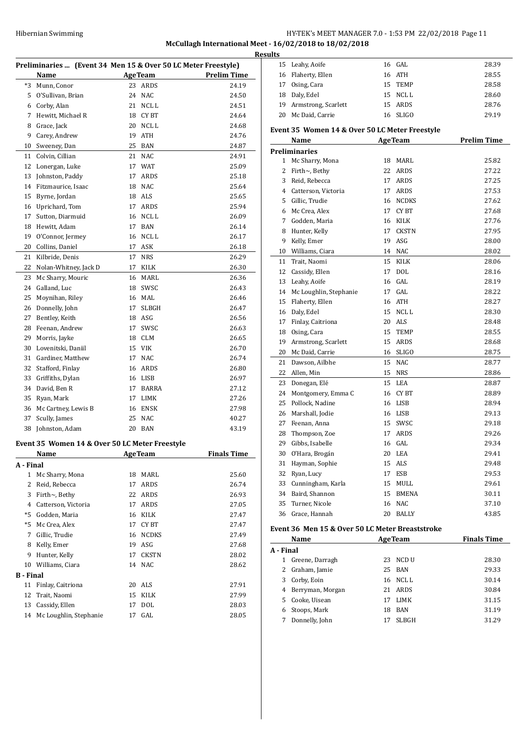McCullagh International Meet - 16/02/2018 to 18/02/2018

Results

## Preliminaries ... (Event 34 Men 15 & Over 50 LC Meter Freestyle)

| | Name | Age | Team | Prelim Time |
|---|---|---|---|---|
| *3 | Munn, Conor | 23 | ARDS | 24.19 |
| 5 | O'Sullivan, Brian | 24 | NAC | 24.50 |
| 6 | Corby, Alan | 21 | NCL L | 24.51 |
| 7 | Hewitt, Michael R | 18 | CY BT | 24.64 |
| 8 | Grace, Jack | 20 | NCL L | 24.68 |
| 9 | Carey, Andrew | 19 | ATH | 24.76 |
| 10 | Sweeney, Dan | 25 | BAN | 24.87 |
| 11 | Colvin, Cillian | 21 | NAC | 24.91 |
| 12 | Lonergan, Luke | 17 | WAT | 25.09 |
| 13 | Johnston, Paddy | 17 | ARDS | 25.18 |
| 14 | Fitzmaurice, Isaac | 18 | NAC | 25.64 |
| 15 | Byrne, Jordan | 18 | ALS | 25.65 |
| 16 | Uprichard, Tom | 17 | ARDS | 25.94 |
| 17 | Sutton, Diarmuid | 16 | NCL L | 26.09 |
| 18 | Hewitt, Adam | 17 | BAN | 26.14 |
| 19 | O'Connor, Jermey | 16 | NCL L | 26.17 |
| 20 | Collins, Daniel | 17 | ASK | 26.18 |
| 21 | Kilbride, Denis | 17 | NRS | 26.29 |
| 22 | Nolan-Whitney, Jack D | 17 | KILK | 26.30 |
| 23 | Mc Sharry, Mouric | 16 | MARL | 26.36 |
| 24 | Galland, Luc | 18 | SWSC | 26.43 |
| 25 | Moynihan, Riley | 16 | MAL | 26.46 |
| 26 | Donnelly, John | 17 | SLBGH | 26.47 |
| 27 | Bentley, Keith | 18 | ASG | 26.56 |
| 28 | Feenan, Andrew | 17 | SWSC | 26.63 |
| 29 | Morris, Jayke | 18 | CLM | 26.65 |
| 30 | Lovenitski, Daniil | 15 | VIK | 26.70 |
| 31 | Gardiner, Matthew | 17 | NAC | 26.74 |
| 32 | Stafford, Finlay | 16 | ARDS | 26.80 |
| 33 | Griffiths, Dylan | 16 | LISB | 26.97 |
| 34 | David, Ben R | 17 | BARRA | 27.12 |
| 35 | Ryan, Mark | 17 | LIMK | 27.26 |
| 36 | Mc Cartney, Lewis B | 16 | ENSK | 27.98 |
| 37 | Scully, James | 25 | NAC | 40.27 |
| 38 | Johnston, Adam | 20 | BAN | 43.19 |

## Event 35 Women 14 & Over 50 LC Meter Freestyle

| | Name | Age | Team | Finals Time |
|---|---|---|---|---|
| **A - Final** | | | | |
| 1 | Mc Sharry, Mona | 18 | MARL | 25.60 |
| 2 | Reid, Rebecca | 17 | ARDS | 26.74 |
| 3 | Firth~, Bethy | 22 | ARDS | 26.93 |
| 4 | Catterson, Victoria | 17 | ARDS | 27.05 |
| *5 | Godden, Maria | 16 | KILK | 27.47 |
| *5 | Mc Crea, Alex | 17 | CY BT | 27.47 |
| 7 | Gillic, Trudie | 16 | NCDKS | 27.49 |
| 8 | Kelly, Emer | 19 | ASG | 27.68 |
| 9 | Hunter, Kelly | 17 | CKSTN | 28.02 |
| 10 | Williams, Ciara | 14 | NAC | 28.62 |
| **B - Final** | | | | |
| 11 | Finlay, Caitriona | 20 | ALS | 27.91 |
| 12 | Trait, Naomi | 15 | KILK | 27.99 |
| 13 | Cassidy, Ellen | 17 | DOL | 28.03 |
| 14 | Mc Loughlin, Stephanie | 17 | GAL | 28.05 |
| 15 | Leahy, Aoife | 16 | GAL | 28.39 |
| 16 | Flaherty, Ellen | 16 | ATH | 28.55 |
| 17 | Osing, Cara | 15 | TEMP | 28.58 |
| 18 | Daly, Edel | 15 | NCL L | 28.60 |
| 19 | Armstrong, Scarlett | 15 | ARDS | 28.76 |
| 20 | Mc Daid, Carrie | 16 | SLIGO | 29.19 |

## Event 35 Women 14 & Over 50 LC Meter Freestyle

| | Name | Age | Team | Prelim Time |
|---|---|---|---|---|
| **Preliminaries** | | | | |
| 1 | Mc Sharry, Mona | 18 | MARL | 25.82 |
| 2 | Firth~, Bethy | 22 | ARDS | 27.22 |
| 3 | Reid, Rebecca | 17 | ARDS | 27.25 |
| 4 | Catterson, Victoria | 17 | ARDS | 27.53 |
| 5 | Gillic, Trudie | 16 | NCDKS | 27.62 |
| 6 | Mc Crea, Alex | 17 | CY BT | 27.68 |
| 7 | Godden, Maria | 16 | KILK | 27.76 |
| 8 | Hunter, Kelly | 17 | CKSTN | 27.95 |
| 9 | Kelly, Emer | 19 | ASG | 28.00 |
| 10 | Williams, Ciara | 14 | NAC | 28.02 |
| 11 | Trait, Naomi | 15 | KILK | 28.06 |
| 12 | Cassidy, Ellen | 17 | DOL | 28.16 |
| 13 | Leahy, Aoife | 16 | GAL | 28.19 |
| 14 | Mc Loughlin, Stephanie | 17 | GAL | 28.22 |
| 15 | Flaherty, Ellen | 16 | ATH | 28.27 |
| 16 | Daly, Edel | 15 | NCL L | 28.30 |
| 17 | Finlay, Caitriona | 20 | ALS | 28.48 |
| 18 | Osing, Cara | 15 | TEMP | 28.55 |
| 19 | Armstrong, Scarlett | 15 | ARDS | 28.68 |
| 20 | Mc Daid, Carrie | 16 | SLIGO | 28.75 |
| 21 | Dawson, Ailbhe | 15 | NAC | 28.77 |
| 22 | Allen, Min | 15 | NRS | 28.86 |
| 23 | Donegan, Elé | 15 | LEA | 28.87 |
| 24 | Montgomery, Emma C | 16 | CY BT | 28.89 |
| 25 | Pollock, Nadine | 16 | LISB | 28.94 |
| 26 | Marshall, Jodie | 16 | LISB | 29.13 |
| 27 | Feenan, Anna | 15 | SWSC | 29.18 |
| 28 | Thompson, Zoe | 17 | ARDS | 29.26 |
| 29 | Gibbs, Isabelle | 16 | GAL | 29.34 |
| 30 | O'Hara, Brogán | 20 | LEA | 29.41 |
| 31 | Hayman, Sophie | 15 | ALS | 29.48 |
| 32 | Ryan, Lucy | 17 | ESB | 29.53 |
| 33 | Cunningham, Karla | 15 | MULL | 29.61 |
| 34 | Baird, Shannon | 15 | BMENA | 30.11 |
| 35 | Turner, Nicole | 16 | NAC | 37.10 |
| 36 | Grace, Hannah | 20 | BALLY | 43.85 |

## Event 36 Men 15 & Over 50 LC Meter Breaststroke

| | Name | Age | Team | Finals Time |
|---|---|---|---|---|
| **A - Final** | | | | |
| 1 | Greene, Darragh | 23 | NCD U | 28.30 |
| 2 | Graham, Jamie | 25 | BAN | 29.33 |
| 3 | Corby, Eoin | 16 | NCL L | 30.14 |
| 4 | Berryman, Morgan | 21 | ARDS | 30.84 |
| 5 | Cooke, Uisean | 17 | LIMK | 31.15 |
| 6 | Stoops, Mark | 18 | BAN | 31.19 |
| 7 | Donnelly, John | 17 | SLBGH | 31.29 |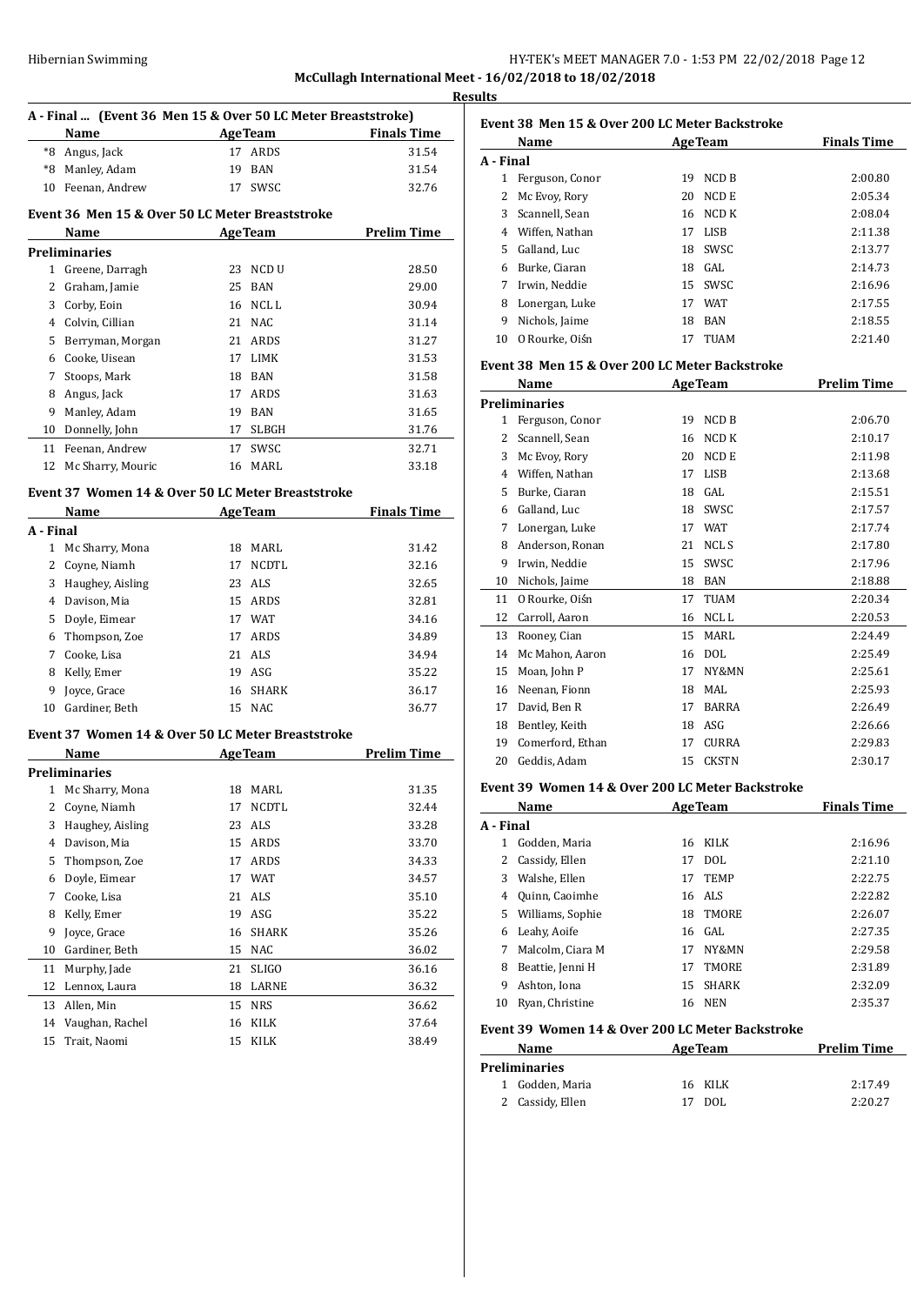**McCullagh International Meet - 16/02/2018 to 18/02/2018**

**Results**

### A - Final ... (Event 36 Men 15 & Over 50 LC Meter Breaststroke)

| | Name | Age | Team | Finals Time |
|---|---|---|---|---|
| *8 | Angus, Jack | 17 | ARDS | 31.54 |
| *8 | Manley, Adam | 19 | BAN | 31.54 |
| 10 | Feenan, Andrew | 17 | SWSC | 32.76 |

### Event 36 Men 15 & Over 50 LC Meter Breaststroke

| | Name | Age | Team | Prelim Time |
|---|---|---|---|---|
| **Preliminaries** | | | | |
| 1 | Greene, Darragh | 23 | NCD U | 28.50 |
| 2 | Graham, Jamie | 25 | BAN | 29.00 |
| 3 | Corby, Eoin | 16 | NCL L | 30.94 |
| 4 | Colvin, Cillian | 21 | NAC | 31.14 |
| 5 | Berryman, Morgan | 21 | ARDS | 31.27 |
| 6 | Cooke, Uisean | 17 | LIMK | 31.53 |
| 7 | Stoops, Mark | 18 | BAN | 31.58 |
| 8 | Angus, Jack | 17 | ARDS | 31.63 |
| 9 | Manley, Adam | 19 | BAN | 31.65 |
| 10 | Donnelly, John | 17 | SLBGH | 31.76 |
| 11 | Feenan, Andrew | 17 | SWSC | 32.71 |
| 12 | Mc Sharry, Mouric | 16 | MARL | 33.18 |

### Event 37 Women 14 & Over 50 LC Meter Breaststroke

| | Name | Age | Team | Finals Time |
|---|---|---|---|---|
| **A - Final** | | | | |
| 1 | Mc Sharry, Mona | 18 | MARL | 31.42 |
| 2 | Coyne, Niamh | 17 | NCDTL | 32.16 |
| 3 | Haughey, Aisling | 23 | ALS | 32.65 |
| 4 | Davison, Mia | 15 | ARDS | 32.81 |
| 5 | Doyle, Eimear | 17 | WAT | 34.16 |
| 6 | Thompson, Zoe | 17 | ARDS | 34.89 |
| 7 | Cooke, Lisa | 21 | ALS | 34.94 |
| 8 | Kelly, Emer | 19 | ASG | 35.22 |
| 9 | Joyce, Grace | 16 | SHARK | 36.17 |
| 10 | Gardiner, Beth | 15 | NAC | 36.77 |

### Event 37 Women 14 & Over 50 LC Meter Breaststroke

| | Name | Age | Team | Prelim Time |
|---|---|---|---|---|
| **Preliminaries** | | | | |
| 1 | Mc Sharry, Mona | 18 | MARL | 31.35 |
| 2 | Coyne, Niamh | 17 | NCDTL | 32.44 |
| 3 | Haughey, Aisling | 23 | ALS | 33.28 |
| 4 | Davison, Mia | 15 | ARDS | 33.70 |
| 5 | Thompson, Zoe | 17 | ARDS | 34.33 |
| 6 | Doyle, Eimear | 17 | WAT | 34.57 |
| 7 | Cooke, Lisa | 21 | ALS | 35.10 |
| 8 | Kelly, Emer | 19 | ASG | 35.22 |
| 9 | Joyce, Grace | 16 | SHARK | 35.26 |
| 10 | Gardiner, Beth | 15 | NAC | 36.02 |
| 11 | Murphy, Jade | 21 | SLIGO | 36.16 |
| 12 | Lennox, Laura | 18 | LARNE | 36.32 |
| 13 | Allen, Min | 15 | NRS | 36.62 |
| 14 | Vaughan, Rachel | 16 | KILK | 37.64 |
| 15 | Trait, Naomi | 15 | KILK | 38.49 |

### Event 38 Men 15 & Over 200 LC Meter Backstroke

| | Name | Age | Team | Finals Time |
|---|---|---|---|---|
| **A - Final** | | | | |
| 1 | Ferguson, Conor | 19 | NCD B | 2:00.80 |
| 2 | Mc Evoy, Rory | 20 | NCD E | 2:05.34 |
| 3 | Scannell, Sean | 16 | NCD K | 2:08.04 |
| 4 | Wiffen, Nathan | 17 | LISB | 2:11.38 |
| 5 | Galland, Luc | 18 | SWSC | 2:13.77 |
| 6 | Burke, Ciaran | 18 | GAL | 2:14.73 |
| 7 | Irwin, Neddie | 15 | SWSC | 2:16.96 |
| 8 | Lonergan, Luke | 17 | WAT | 2:17.55 |
| 9 | Nichols, Jaime | 18 | BAN | 2:18.55 |
| 10 | O Rourke, Oiśn | 17 | TUAM | 2:21.40 |

### Event 38 Men 15 & Over 200 LC Meter Backstroke

| | Name | Age | Team | Prelim Time |
|---|---|---|---|---|
| **Preliminaries** | | | | |
| 1 | Ferguson, Conor | 19 | NCD B | 2:06.70 |
| 2 | Scannell, Sean | 16 | NCD K | 2:10.17 |
| 3 | Mc Evoy, Rory | 20 | NCD E | 2:11.98 |
| 4 | Wiffen, Nathan | 17 | LISB | 2:13.68 |
| 5 | Burke, Ciaran | 18 | GAL | 2:15.51 |
| 6 | Galland, Luc | 18 | SWSC | 2:17.57 |
| 7 | Lonergan, Luke | 17 | WAT | 2:17.74 |
| 8 | Anderson, Ronan | 21 | NCL S | 2:17.80 |
| 9 | Irwin, Neddie | 15 | SWSC | 2:17.96 |
| 10 | Nichols, Jaime | 18 | BAN | 2:18.88 |
| 11 | O Rourke, Oiśn | 17 | TUAM | 2:20.34 |
| 12 | Carroll, Aaron | 16 | NCL L | 2:20.53 |
| 13 | Rooney, Cian | 15 | MARL | 2:24.49 |
| 14 | Mc Mahon, Aaron | 16 | DOL | 2:25.49 |
| 15 | Moan, John P | 17 | NY&MN | 2:25.61 |
| 16 | Neenan, Fionn | 18 | MAL | 2:25.93 |
| 17 | David, Ben R | 17 | BARRA | 2:26.49 |
| 18 | Bentley, Keith | 18 | ASG | 2:26.66 |
| 19 | Comerford, Ethan | 17 | CURRA | 2:29.83 |
| 20 | Geddis, Adam | 15 | CKSTN | 2:30.17 |

### Event 39 Women 14 & Over 200 LC Meter Backstroke

| | Name | Age | Team | Finals Time |
|---|---|---|---|---|
| **A - Final** | | | | |
| 1 | Godden, Maria | 16 | KILK | 2:16.96 |
| 2 | Cassidy, Ellen | 17 | DOL | 2:21.10 |
| 3 | Walshe, Ellen | 17 | TEMP | 2:22.75 |
| 4 | Quinn, Caoimhe | 16 | ALS | 2:22.82 |
| 5 | Williams, Sophie | 18 | TMORE | 2:26.07 |
| 6 | Leahy, Aoife | 16 | GAL | 2:27.35 |
| 7 | Malcolm, Ciara M | 17 | NY&MN | 2:29.58 |
| 8 | Beattie, Jenni H | 17 | TMORE | 2:31.89 |
| 9 | Ashton, Iona | 15 | SHARK | 2:32.09 |
| 10 | Ryan, Christine | 16 | NEN | 2:35.37 |

### Event 39 Women 14 & Over 200 LC Meter Backstroke

| | Name | Age | Team | Prelim Time |
|---|---|---|---|---|
| **Preliminaries** | | | | |
| 1 | Godden, Maria | 16 | KILK | 2:17.49 |
| 2 | Cassidy, Ellen | 17 | DOL | 2:20.27 |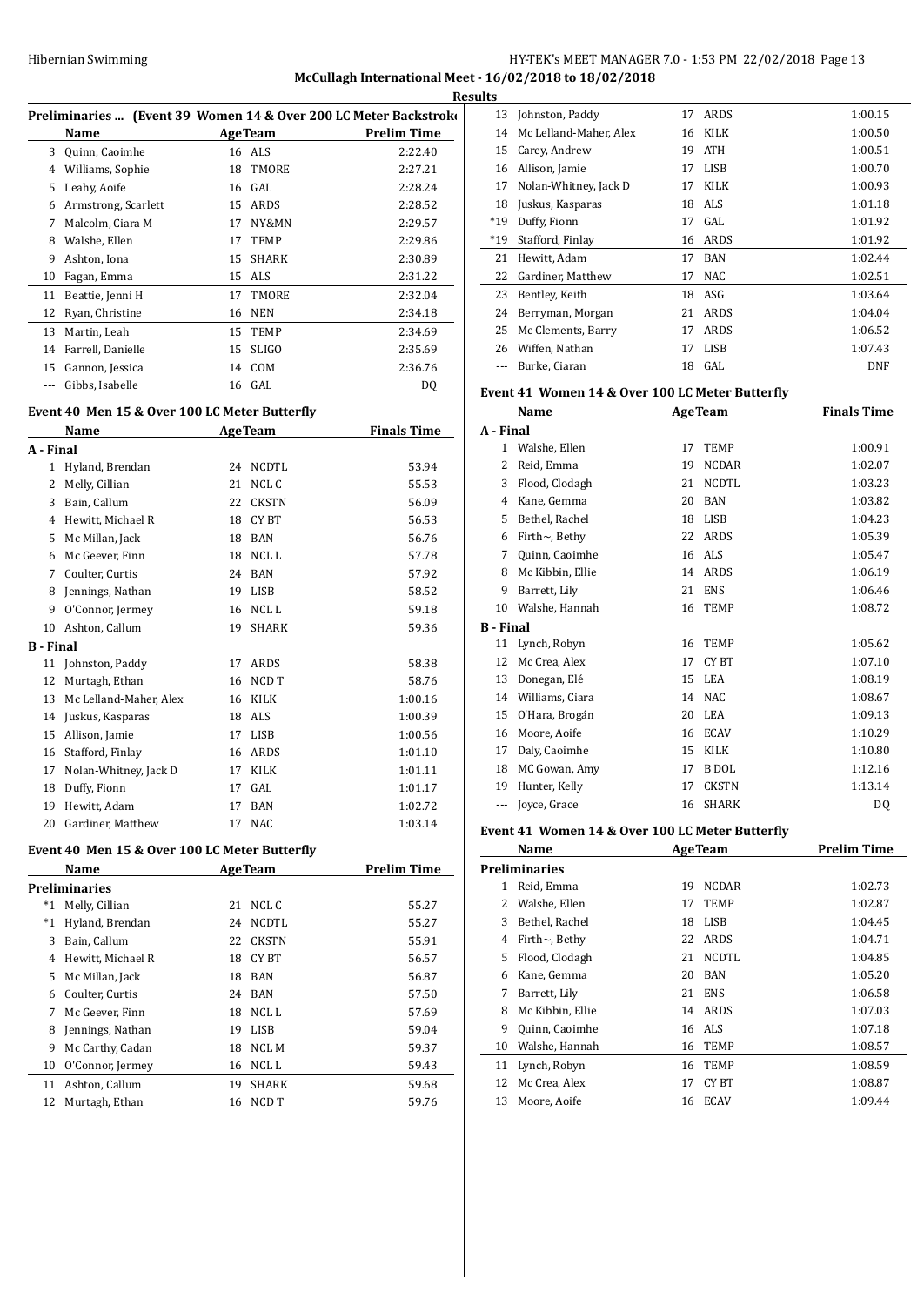**McCullagh International Meet - 16/02/2018 to 18/02/2018**

**Results**

### Preliminaries ... (Event 39 Women 14 & Over 200 LC Meter Backstroke

| | Name | Age | Team | Prelim Time |
|---|---|---|---|---|
| 3 | Quinn, Caoimhe | 16 | ALS | 2:22.40 |
| 4 | Williams, Sophie | 18 | TMORE | 2:27.21 |
| 5 | Leahy, Aoife | 16 | GAL | 2:28.24 |
| 6 | Armstrong, Scarlett | 15 | ARDS | 2:28.52 |
| 7 | Malcolm, Ciara M | 17 | NY&MN | 2:29.57 |
| 8 | Walshe, Ellen | 17 | TEMP | 2:29.86 |
| 9 | Ashton, Iona | 15 | SHARK | 2:30.89 |
| 10 | Fagan, Emma | 15 | ALS | 2:31.22 |
| 11 | Beattie, Jenni H | 17 | TMORE | 2:32.04 |
| 12 | Ryan, Christine | 16 | NEN | 2:34.18 |
| 13 | Martin, Leah | 15 | TEMP | 2:34.69 |
| 14 | Farrell, Danielle | 15 | SLIGO | 2:35.69 |
| 15 | Gannon, Jessica | 14 | COM | 2:36.76 |
| --- | Gibbs, Isabelle | 16 | GAL | DQ |

### Event 40 Men 15 & Over 100 LC Meter Butterfly

| | Name | Age | Team | Finals Time |
|---|---|---|---|---|
| **A - Final** | | | | |
| 1 | Hyland, Brendan | 24 | NCDTL | 53.94 |
| 2 | Melly, Cillian | 21 | NCL C | 55.53 |
| 3 | Bain, Callum | 22 | CKSTN | 56.09 |
| 4 | Hewitt, Michael R | 18 | CY BT | 56.53 |
| 5 | Mc Millan, Jack | 18 | BAN | 56.76 |
| 6 | Mc Geever, Finn | 18 | NCL L | 57.78 |
| 7 | Coulter, Curtis | 24 | BAN | 57.92 |
| 8 | Jennings, Nathan | 19 | LISB | 58.52 |
| 9 | O'Connor, Jermey | 16 | NCL L | 59.18 |
| 10 | Ashton, Callum | 19 | SHARK | 59.36 |
| **B - Final** | | | | |
| 11 | Johnston, Paddy | 17 | ARDS | 58.38 |
| 12 | Murtagh, Ethan | 16 | NCD T | 58.76 |
| 13 | Mc Lelland-Maher, Alex | 16 | KILK | 1:00.16 |
| 14 | Juskus, Kasparas | 18 | ALS | 1:00.39 |
| 15 | Allison, Jamie | 17 | LISB | 1:00.56 |
| 16 | Stafford, Finlay | 16 | ARDS | 1:01.10 |
| 17 | Nolan-Whitney, Jack D | 17 | KILK | 1:01.11 |
| 18 | Duffy, Fionn | 17 | GAL | 1:01.17 |
| 19 | Hewitt, Adam | 17 | BAN | 1:02.72 |
| 20 | Gardiner, Matthew | 17 | NAC | 1:03.14 |

### Event 40 Men 15 & Over 100 LC Meter Butterfly

| | Name | Age | Team | Prelim Time |
|---|---|---|---|---|
| **Preliminaries** | | | | |
| *1 | Melly, Cillian | 21 | NCL C | 55.27 |
| *1 | Hyland, Brendan | 24 | NCDTL | 55.27 |
| 3 | Bain, Callum | 22 | CKSTN | 55.91 |
| 4 | Hewitt, Michael R | 18 | CY BT | 56.57 |
| 5 | Mc Millan, Jack | 18 | BAN | 56.87 |
| 6 | Coulter, Curtis | 24 | BAN | 57.50 |
| 7 | Mc Geever, Finn | 18 | NCL L | 57.69 |
| 8 | Jennings, Nathan | 19 | LISB | 59.04 |
| 9 | Mc Carthy, Cadan | 18 | NCL M | 59.37 |
| 10 | O'Connor, Jermey | 16 | NCL L | 59.43 |
| 11 | Ashton, Callum | 19 | SHARK | 59.68 |
| 12 | Murtagh, Ethan | 16 | NCD T | 59.76 |
| 13 | Johnston, Paddy | 17 | ARDS | 1:00.15 |
| 14 | Mc Lelland-Maher, Alex | 16 | KILK | 1:00.50 |
| 15 | Carey, Andrew | 19 | ATH | 1:00.51 |
| 16 | Allison, Jamie | 17 | LISB | 1:00.70 |
| 17 | Nolan-Whitney, Jack D | 17 | KILK | 1:00.93 |
| 18 | Juskus, Kasparas | 18 | ALS | 1:01.18 |
| *19 | Duffy, Fionn | 17 | GAL | 1:01.92 |
| *19 | Stafford, Finlay | 16 | ARDS | 1:01.92 |
| 21 | Hewitt, Adam | 17 | BAN | 1:02.44 |
| 22 | Gardiner, Matthew | 17 | NAC | 1:02.51 |
| 23 | Bentley, Keith | 18 | ASG | 1:03.64 |
| 24 | Berryman, Morgan | 21 | ARDS | 1:04.04 |
| 25 | Mc Clements, Barry | 17 | ARDS | 1:06.52 |
| 26 | Wiffen, Nathan | 17 | LISB | 1:07.43 |
| --- | Burke, Ciaran | 18 | GAL | DNF |

### Event 41 Women 14 & Over 100 LC Meter Butterfly

| | Name | Age | Team | Finals Time |
|---|---|---|---|---|
| **A - Final** | | | | |
| 1 | Walshe, Ellen | 17 | TEMP | 1:00.91 |
| 2 | Reid, Emma | 19 | NCDAR | 1:02.07 |
| 3 | Flood, Clodagh | 21 | NCDTL | 1:03.23 |
| 4 | Kane, Gemma | 20 | BAN | 1:03.82 |
| 5 | Bethel, Rachel | 18 | LISB | 1:04.23 |
| 6 | Firth~, Bethy | 22 | ARDS | 1:05.39 |
| 7 | Quinn, Caoimhe | 16 | ALS | 1:05.47 |
| 8 | Mc Kibbin, Ellie | 14 | ARDS | 1:06.19 |
| 9 | Barrett, Lily | 21 | ENS | 1:06.46 |
| 10 | Walshe, Hannah | 16 | TEMP | 1:08.72 |
| **B - Final** | | | | |
| 11 | Lynch, Robyn | 16 | TEMP | 1:05.62 |
| 12 | Mc Crea, Alex | 17 | CY BT | 1:07.10 |
| 13 | Donegan, Elé | 15 | LEA | 1:08.19 |
| 14 | Williams, Ciara | 14 | NAC | 1:08.67 |
| 15 | O'Hara, Brogán | 20 | LEA | 1:09.13 |
| 16 | Moore, Aoife | 16 | ECAV | 1:10.29 |
| 17 | Daly, Caoimhe | 15 | KILK | 1:10.80 |
| 18 | MC Gowan, Amy | 17 | B DOL | 1:12.16 |
| 19 | Hunter, Kelly | 17 | CKSTN | 1:13.14 |
| --- | Joyce, Grace | 16 | SHARK | DQ |

### Event 41 Women 14 & Over 100 LC Meter Butterfly

| | Name | Age | Team | Prelim Time |
|---|---|---|---|---|
| **Preliminaries** | | | | |
| 1 | Reid, Emma | 19 | NCDAR | 1:02.73 |
| 2 | Walshe, Ellen | 17 | TEMP | 1:02.87 |
| 3 | Bethel, Rachel | 18 | LISB | 1:04.45 |
| 4 | Firth~, Bethy | 22 | ARDS | 1:04.71 |
| 5 | Flood, Clodagh | 21 | NCDTL | 1:04.85 |
| 6 | Kane, Gemma | 20 | BAN | 1:05.20 |
| 7 | Barrett, Lily | 21 | ENS | 1:06.58 |
| 8 | Mc Kibbin, Ellie | 14 | ARDS | 1:07.03 |
| 9 | Quinn, Caoimhe | 16 | ALS | 1:07.18 |
| 10 | Walshe, Hannah | 16 | TEMP | 1:08.57 |
| 11 | Lynch, Robyn | 16 | TEMP | 1:08.59 |
| 12 | Mc Crea, Alex | 17 | CY BT | 1:08.87 |
| 13 | Moore, Aoife | 16 | ECAV | 1:09.44 |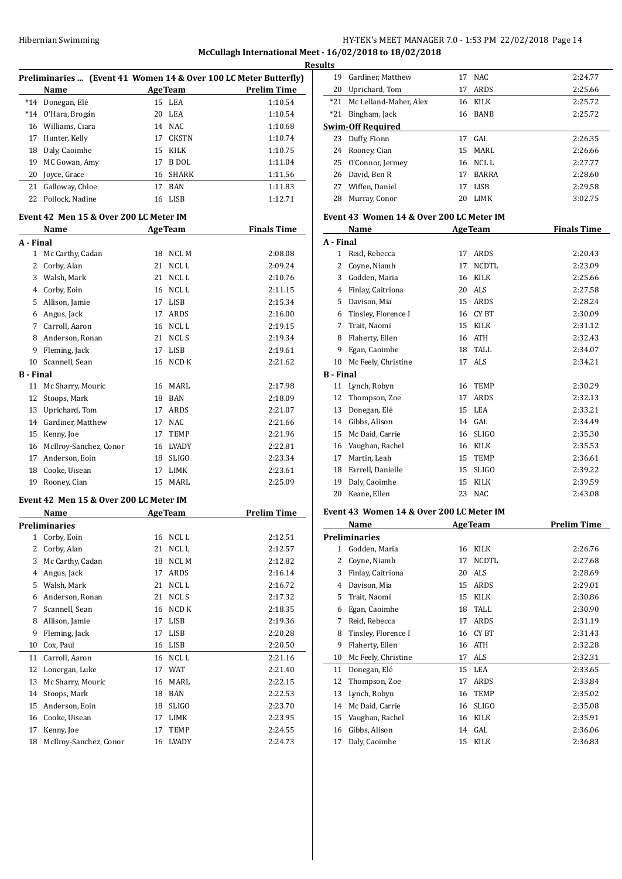## Results

### Preliminaries ... (Event 41 Women 14 & Over 100 LC Meter Butterfly)

| | Name | Age | Team | Prelim Time |
|---|---|---|---|---|
| *14 | Donegan, Elé | 15 | LEA | 1:10.54 |
| *14 | O'Hara, Brogán | 20 | LEA | 1:10.54 |
| 16 | Williams, Ciara | 14 | NAC | 1:10.68 |
| 17 | Hunter, Kelly | 17 | CKSTN | 1:10.74 |
| 18 | Daly, Caoimhe | 15 | KILK | 1:10.75 |
| 19 | MC Gowan, Amy | 17 | B DOL | 1:11.04 |
| 20 | Joyce, Grace | 16 | SHARK | 1:11.56 |
| 21 | Galloway, Chloe | 17 | BAN | 1:11.83 |
| 22 | Pollock, Nadine | 16 | LISB | 1:12.71 |

### Event 42 Men 15 & Over 200 LC Meter IM

| | Name | Age | Team | Finals Time |
|---|---|---|---|---|
| **A - Final** | | | | |
| 1 | Mc Carthy, Cadan | 18 | NCL M | 2:08.08 |
| 2 | Corby, Alan | 21 | NCL L | 2:09.24 |
| 3 | Walsh, Mark | 21 | NCL L | 2:10.76 |
| 4 | Corby, Eoin | 16 | NCL L | 2:11.15 |
| 5 | Allison, Jamie | 17 | LISB | 2:15.34 |
| 6 | Angus, Jack | 17 | ARDS | 2:16.00 |
| 7 | Carroll, Aaron | 16 | NCL L | 2:19.15 |
| 8 | Anderson, Ronan | 21 | NCL S | 2:19.34 |
| 9 | Fleming, Jack | 17 | LISB | 2:19.61 |
| 10 | Scannell, Sean | 16 | NCD K | 2:21.62 |
| **B - Final** | | | | |
| 11 | Mc Sharry, Mouric | 16 | MARL | 2:17.98 |
| 12 | Stoops, Mark | 18 | BAN | 2:18.09 |
| 13 | Uprichard, Tom | 17 | ARDS | 2:21.07 |
| 14 | Gardiner, Matthew | 17 | NAC | 2:21.66 |
| 15 | Kenny, Joe | 17 | TEMP | 2:21.96 |
| 16 | McIlroy-Sanchez, Conor | 16 | LVADY | 2:22.81 |
| 17 | Anderson, Eoin | 18 | SLIGO | 2:23.34 |
| 18 | Cooke, Uisean | 17 | LIMK | 2:23.61 |
| 19 | Rooney, Cian | 15 | MARL | 2:25.09 |

### Event 42 Men 15 & Over 200 LC Meter IM

| | Name | Age | Team | Prelim Time |
|---|---|---|---|---|
| **Preliminaries** | | | | |
| 1 | Corby, Eoin | 16 | NCL L | 2:12.51 |
| 2 | Corby, Alan | 21 | NCL L | 2:12.57 |
| 3 | Mc Carthy, Cadan | 18 | NCL M | 2:12.82 |
| 4 | Angus, Jack | 17 | ARDS | 2:16.14 |
| 5 | Walsh, Mark | 21 | NCL L | 2:16.72 |
| 6 | Anderson, Ronan | 21 | NCL S | 2:17.32 |
| 7 | Scannell, Sean | 16 | NCD K | 2:18.35 |
| 8 | Allison, Jamie | 17 | LISB | 2:19.36 |
| 9 | Fleming, Jack | 17 | LISB | 2:20.28 |
| 10 | Cox, Paul | 16 | LISB | 2:20.50 |
| 11 | Carroll, Aaron | 16 | NCL L | 2:21.16 |
| 12 | Lonergan, Luke | 17 | WAT | 2:21.40 |
| 13 | Mc Sharry, Mouric | 16 | MARL | 2:22.15 |
| 14 | Stoops, Mark | 18 | BAN | 2:22.53 |
| 15 | Anderson, Eoin | 18 | SLIGO | 2:23.70 |
| 16 | Cooke, Uisean | 17 | LIMK | 2:23.95 |
| 17 | Kenny, Joe | 17 | TEMP | 2:24.55 |
| 18 | McIlroy-Sanchez, Conor | 16 | LVADY | 2:24.73 |
| 19 | Gardiner, Matthew | 17 | NAC | 2:24.77 |
| 20 | Uprichard, Tom | 17 | ARDS | 2:25.66 |
| *21 | Mc Lelland-Maher, Alex | 16 | KILK | 2:25.72 |
| *21 | Bingham, Jack | 16 | BANB | 2:25.72 |
| **Swim-Off Required** | | | | |
| 23 | Duffy, Fionn | 17 | GAL | 2:26.35 |
| 24 | Rooney, Cian | 15 | MARL | 2:26.66 |
| 25 | O'Connor, Jermey | 16 | NCL L | 2:27.77 |
| 26 | David, Ben R | 17 | BARRA | 2:28.60 |
| 27 | Wiffen, Daniel | 17 | LISB | 2:29.58 |
| 28 | Murray, Conor | 20 | LIMK | 3:02.75 |

### Event 43 Women 14 & Over 200 LC Meter IM

| | Name | Age | Team | Finals Time |
|---|---|---|---|---|
| **A - Final** | | | | |
| 1 | Reid, Rebecca | 17 | ARDS | 2:20.43 |
| 2 | Coyne, Niamh | 17 | NCDTL | 2:23.09 |
| 3 | Godden, Maria | 16 | KILK | 2:25.66 |
| 4 | Finlay, Caitriona | 20 | ALS | 2:27.58 |
| 5 | Davison, Mia | 15 | ARDS | 2:28.24 |
| 6 | Tinsley, Florence I | 16 | CY BT | 2:30.09 |
| 7 | Trait, Naomi | 15 | KILK | 2:31.12 |
| 8 | Flaherty, Ellen | 16 | ATH | 2:32.43 |
| 9 | Egan, Caoimhe | 18 | TALL | 2:34.07 |
| 10 | Mc Feely, Christine | 17 | ALS | 2:34.21 |
| **B - Final** | | | | |
| 11 | Lynch, Robyn | 16 | TEMP | 2:30.29 |
| 12 | Thompson, Zoe | 17 | ARDS | 2:32.13 |
| 13 | Donegan, Elé | 15 | LEA | 2:33.21 |
| 14 | Gibbs, Alison | 14 | GAL | 2:34.49 |
| 15 | Mc Daid, Carrie | 16 | SLIGO | 2:35.30 |
| 16 | Vaughan, Rachel | 16 | KILK | 2:35.53 |
| 17 | Martin, Leah | 15 | TEMP | 2:36.61 |
| 18 | Farrell, Danielle | 15 | SLIGO | 2:39.22 |
| 19 | Daly, Caoimhe | 15 | KILK | 2:39.59 |
| 20 | Keane, Ellen | 23 | NAC | 2:43.08 |

### Event 43 Women 14 & Over 200 LC Meter IM

| | Name | Age | Team | Prelim Time |
|---|---|---|---|---|
| **Preliminaries** | | | | |
| 1 | Godden, Maria | 16 | KILK | 2:26.76 |
| 2 | Coyne, Niamh | 17 | NCDTL | 2:27.68 |
| 3 | Finlay, Caitriona | 20 | ALS | 2:28.69 |
| 4 | Davison, Mia | 15 | ARDS | 2:29.01 |
| 5 | Trait, Naomi | 15 | KILK | 2:30.86 |
| 6 | Egan, Caoimhe | 18 | TALL | 2:30.90 |
| 7 | Reid, Rebecca | 17 | ARDS | 2:31.19 |
| 8 | Tinsley, Florence I | 16 | CY BT | 2:31.43 |
| 9 | Flaherty, Ellen | 16 | ATH | 2:32.28 |
| 10 | Mc Feely, Christine | 17 | ALS | 2:32.31 |
| 11 | Donegan, Elé | 15 | LEA | 2:33.65 |
| 12 | Thompson, Zoe | 17 | ARDS | 2:33.84 |
| 13 | Lynch, Robyn | 16 | TEMP | 2:35.02 |
| 14 | Mc Daid, Carrie | 16 | SLIGO | 2:35.08 |
| 15 | Vaughan, Rachel | 16 | KILK | 2:35.91 |
| 16 | Gibbs, Alison | 14 | GAL | 2:36.06 |
| 17 | Daly, Caoimhe | 15 | KILK | 2:36.83 |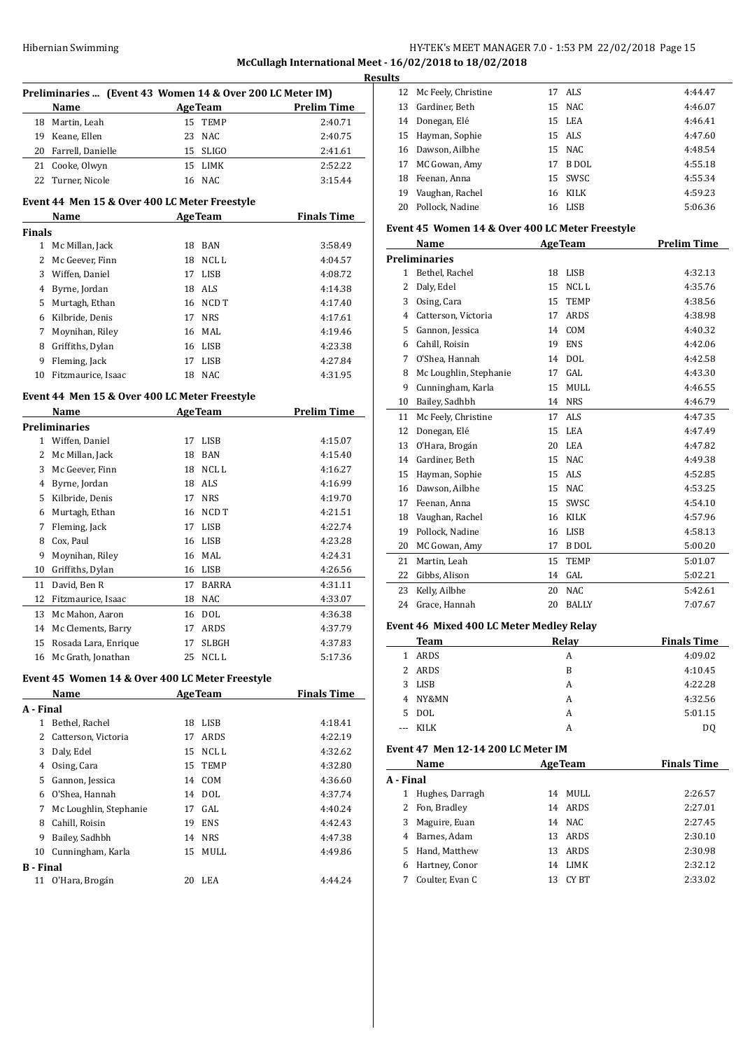**McCullagh International Meet - 16/02/2018 to 18/02/2018**

**Results**

### Preliminaries ... (Event 43 Women 14 & Over 200 LC Meter IM)

| | Name | Age | Team | Prelim Time |
|---|---|---|---|---|
| 18 | Martin, Leah | 15 | TEMP | 2:40.71 |
| 19 | Keane, Ellen | 23 | NAC | 2:40.75 |
| 20 | Farrell, Danielle | 15 | SLIGO | 2:41.61 |
| 21 | Cooke, Olwyn | 15 | LIMK | 2:52.22 |
| 22 | Turner, Nicole | 16 | NAC | 3:15.44 |

### Event 44 Men 15 & Over 400 LC Meter Freestyle

| | Name | Age | Team | Finals Time |
|---|---|---|---|---|
| **Finals** | | | | |
| 1 | Mc Millan, Jack | 18 | BAN | 3:58.49 |
| 2 | Mc Geever, Finn | 18 | NCL L | 4:04.57 |
| 3 | Wiffen, Daniel | 17 | LISB | 4:08.72 |
| 4 | Byrne, Jordan | 18 | ALS | 4:14.38 |
| 5 | Murtagh, Ethan | 16 | NCD T | 4:17.40 |
| 6 | Kilbride, Denis | 17 | NRS | 4:17.61 |
| 7 | Moynihan, Riley | 16 | MAL | 4:19.46 |
| 8 | Griffiths, Dylan | 16 | LISB | 4:23.38 |
| 9 | Fleming, Jack | 17 | LISB | 4:27.84 |
| 10 | Fitzmaurice, Isaac | 18 | NAC | 4:31.95 |

### Event 44 Men 15 & Over 400 LC Meter Freestyle

| | Name | Age | Team | Prelim Time |
|---|---|---|---|---|
| **Preliminaries** | | | | |
| 1 | Wiffen, Daniel | 17 | LISB | 4:15.07 |
| 2 | Mc Millan, Jack | 18 | BAN | 4:15.40 |
| 3 | Mc Geever, Finn | 18 | NCL L | 4:16.27 |
| 4 | Byrne, Jordan | 18 | ALS | 4:16.99 |
| 5 | Kilbride, Denis | 17 | NRS | 4:19.70 |
| 6 | Murtagh, Ethan | 16 | NCD T | 4:21.51 |
| 7 | Fleming, Jack | 17 | LISB | 4:22.74 |
| 8 | Cox, Paul | 16 | LISB | 4:23.28 |
| 9 | Moynihan, Riley | 16 | MAL | 4:24.31 |
| 10 | Griffiths, Dylan | 16 | LISB | 4:26.56 |
| 11 | David, Ben R | 17 | BARRA | 4:31.11 |
| 12 | Fitzmaurice, Isaac | 18 | NAC | 4:33.07 |
| 13 | Mc Mahon, Aaron | 16 | DOL | 4:36.38 |
| 14 | Mc Clements, Barry | 17 | ARDS | 4:37.79 |
| 15 | Rosada Lara, Enrique | 17 | SLBGH | 4:37.83 |
| 16 | Mc Grath, Jonathan | 25 | NCL L | 5:17.36 |

### Event 45 Women 14 & Over 400 LC Meter Freestyle

| | Name | Age | Team | Finals Time |
|---|---|---|---|---|
| **A - Final** | | | | |
| 1 | Bethel, Rachel | 18 | LISB | 4:18.41 |
| 2 | Catterson, Victoria | 17 | ARDS | 4:22.19 |
| 3 | Daly, Edel | 15 | NCL L | 4:32.62 |
| 4 | Osing, Cara | 15 | TEMP | 4:32.80 |
| 5 | Gannon, Jessica | 14 | COM | 4:36.60 |
| 6 | O'Shea, Hannah | 14 | DOL | 4:37.74 |
| 7 | Mc Loughlin, Stephanie | 17 | GAL | 4:40.24 |
| 8 | Cahill, Roisin | 19 | ENS | 4:42.43 |
| 9 | Bailey, Sadhbh | 14 | NRS | 4:47.38 |
| 10 | Cunningham, Karla | 15 | MULL | 4:49.86 |
| **B - Final** | | | | |
| 11 | O'Hara, Brogán | 20 | LEA | 4:44.24 |
| 12 | Mc Feely, Christine | 17 | ALS | 4:44.47 |
| 13 | Gardiner, Beth | 15 | NAC | 4:46.07 |
| 14 | Donegan, Elé | 15 | LEA | 4:46.41 |
| 15 | Hayman, Sophie | 15 | ALS | 4:47.60 |
| 16 | Dawson, Ailbhe | 15 | NAC | 4:48.54 |
| 17 | MC Gowan, Amy | 17 | B DOL | 4:55.18 |
| 18 | Feenan, Anna | 15 | SWSC | 4:55.34 |
| 19 | Vaughan, Rachel | 16 | KILK | 4:59.23 |
| 20 | Pollock, Nadine | 16 | LISB | 5:06.36 |

### Event 45 Women 14 & Over 400 LC Meter Freestyle

| | Name | Age | Team | Prelim Time |
|---|---|---|---|---|
| **Preliminaries** | | | | |
| 1 | Bethel, Rachel | 18 | LISB | 4:32.13 |
| 2 | Daly, Edel | 15 | NCL L | 4:35.76 |
| 3 | Osing, Cara | 15 | TEMP | 4:38.56 |
| 4 | Catterson, Victoria | 17 | ARDS | 4:38.98 |
| 5 | Gannon, Jessica | 14 | COM | 4:40.32 |
| 6 | Cahill, Roisin | 19 | ENS | 4:42.06 |
| 7 | O'Shea, Hannah | 14 | DOL | 4:42.58 |
| 8 | Mc Loughlin, Stephanie | 17 | GAL | 4:43.30 |
| 9 | Cunningham, Karla | 15 | MULL | 4:46.55 |
| 10 | Bailey, Sadhbh | 14 | NRS | 4:46.79 |
| 11 | Mc Feely, Christine | 17 | ALS | 4:47.35 |
| 12 | Donegan, Elé | 15 | LEA | 4:47.49 |
| 13 | O'Hara, Brogán | 20 | LEA | 4:47.82 |
| 14 | Gardiner, Beth | 15 | NAC | 4:49.38 |
| 15 | Hayman, Sophie | 15 | ALS | 4:52.85 |
| 16 | Dawson, Ailbhe | 15 | NAC | 4:53.25 |
| 17 | Feenan, Anna | 15 | SWSC | 4:54.10 |
| 18 | Vaughan, Rachel | 16 | KILK | 4:57.96 |
| 19 | Pollock, Nadine | 16 | LISB | 4:58.13 |
| 20 | MC Gowan, Amy | 17 | B DOL | 5:00.20 |
| 21 | Martin, Leah | 15 | TEMP | 5:01.07 |
| 22 | Gibbs, Alison | 14 | GAL | 5:02.21 |
| 23 | Kelly, Ailbhe | 20 | NAC | 5:42.61 |
| 24 | Grace, Hannah | 20 | BALLY | 7:07.67 |

### Event 46 Mixed 400 LC Meter Medley Relay

| | Team | Relay | Finals Time |
|---|---|---|---|
| 1 | ARDS | A | 4:09.02 |
| 2 | ARDS | B | 4:10.45 |
| 3 | LISB | A | 4:22.28 |
| 4 | NY&MN | A | 4:32.56 |
| 5 | DOL | A | 5:01.15 |
| --- | KILK | A | DQ |

### Event 47 Men 12-14 200 LC Meter IM

| | Name | Age | Team | Finals Time |
|---|---|---|---|---|
| **A - Final** | | | | |
| 1 | Hughes, Darragh | 14 | MULL | 2:26.57 |
| 2 | Fon, Bradley | 14 | ARDS | 2:27.01 |
| 3 | Maguire, Euan | 14 | NAC | 2:27.45 |
| 4 | Barnes, Adam | 13 | ARDS | 2:30.10 |
| 5 | Hand, Matthew | 13 | ARDS | 2:30.98 |
| 6 | Hartney, Conor | 14 | LIMK | 2:32.12 |
| 7 | Coulter, Evan C | 13 | CY BT | 2:33.02 |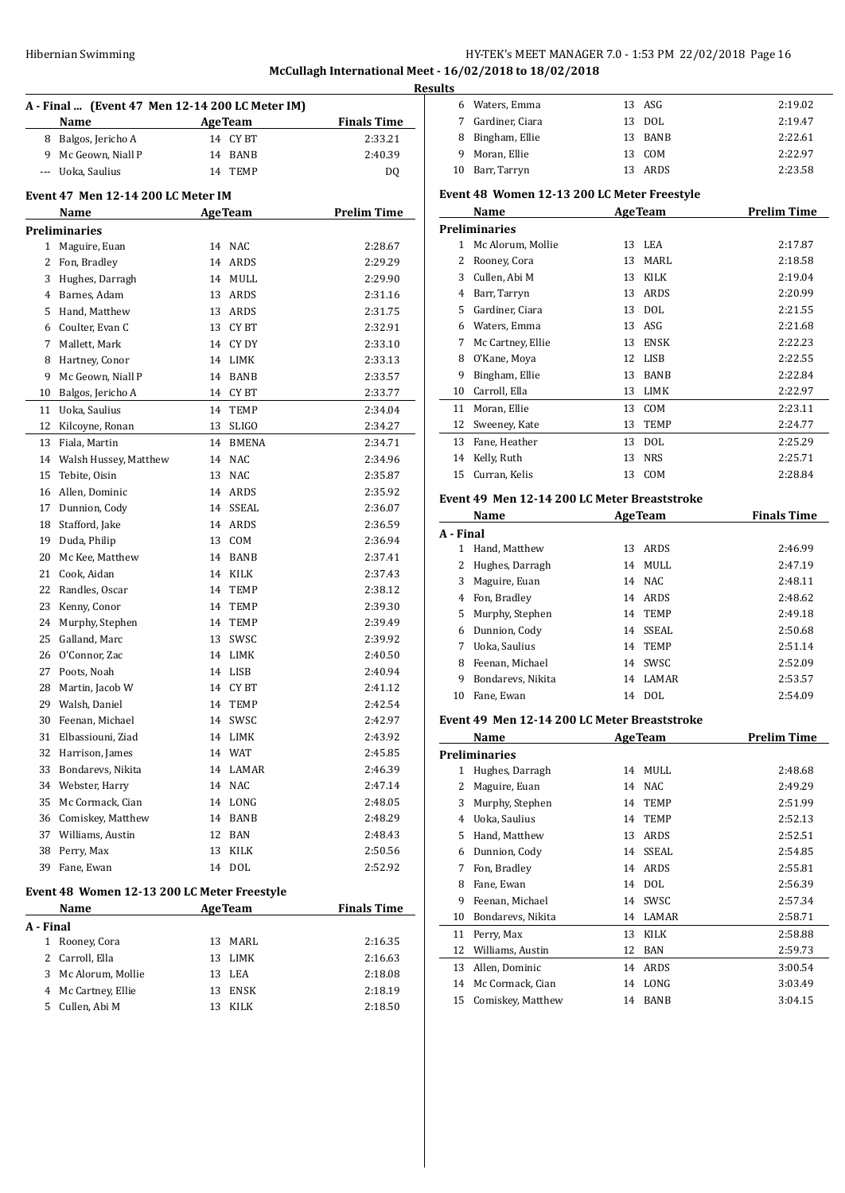## A - Final ... (Event 47 Men 12-14 200 LC Meter IM)

| | Name | Age | Team | Finals Time |
|---|---|---|---|---|
| 8 | Balgos, Jericho A | 14 | CY BT | 2:33.21 |
| 9 | Mc Geown, Niall P | 14 | BANB | 2:40.39 |
| --- | Uoka, Saulius | 14 | TEMP | DQ |

## Event 47 Men 12-14 200 LC Meter IM

| | Name | Age | Team | Prelim Time |
|---|---|---|---|---|
| **Preliminaries** | | | | |
| 1 | Maguire, Euan | 14 | NAC | 2:28.67 |
| 2 | Fon, Bradley | 14 | ARDS | 2:29.29 |
| 3 | Hughes, Darragh | 14 | MULL | 2:29.90 |
| 4 | Barnes, Adam | 13 | ARDS | 2:31.16 |
| 5 | Hand, Matthew | 13 | ARDS | 2:31.75 |
| 6 | Coulter, Evan C | 13 | CY BT | 2:32.91 |
| 7 | Mallett, Mark | 14 | CY DY | 2:33.10 |
| 8 | Hartney, Conor | 14 | LIMK | 2:33.13 |
| 9 | Mc Geown, Niall P | 14 | BANB | 2:33.57 |
| 10 | Balgos, Jericho A | 14 | CY BT | 2:33.77 |
| 11 | Uoka, Saulius | 14 | TEMP | 2:34.04 |
| 12 | Kilcoyne, Ronan | 13 | SLIGO | 2:34.27 |
| 13 | Fiala, Martin | 14 | BMENA | 2:34.71 |
| 14 | Walsh Hussey, Matthew | 14 | NAC | 2:34.96 |
| 15 | Tebite, Oisin | 13 | NAC | 2:35.87 |
| 16 | Allen, Dominic | 14 | ARDS | 2:35.92 |
| 17 | Dunnion, Cody | 14 | SSEAL | 2:36.07 |
| 18 | Stafford, Jake | 14 | ARDS | 2:36.59 |
| 19 | Duda, Philip | 13 | COM | 2:36.94 |
| 20 | Mc Kee, Matthew | 14 | BANB | 2:37.41 |
| 21 | Cook, Aidan | 14 | KILK | 2:37.43 |
| 22 | Randles, Oscar | 14 | TEMP | 2:38.12 |
| 23 | Kenny, Conor | 14 | TEMP | 2:39.30 |
| 24 | Murphy, Stephen | 14 | TEMP | 2:39.49 |
| 25 | Galland, Marc | 13 | SWSC | 2:39.92 |
| 26 | O'Connor, Zac | 14 | LIMK | 2:40.50 |
| 27 | Poots, Noah | 14 | LISB | 2:40.94 |
| 28 | Martin, Jacob W | 14 | CY BT | 2:41.12 |
| 29 | Walsh, Daniel | 14 | TEMP | 2:42.54 |
| 30 | Feenan, Michael | 14 | SWSC | 2:42.97 |
| 31 | Elbassiouni, Ziad | 14 | LIMK | 2:43.92 |
| 32 | Harrison, James | 14 | WAT | 2:45.85 |
| 33 | Bondarevs, Nikita | 14 | LAMAR | 2:46.39 |
| 34 | Webster, Harry | 14 | NAC | 2:47.14 |
| 35 | Mc Cormack, Cian | 14 | LONG | 2:48.05 |
| 36 | Comiskey, Matthew | 14 | BANB | 2:48.29 |
| 37 | Williams, Austin | 12 | BAN | 2:48.43 |
| 38 | Perry, Max | 13 | KILK | 2:50.56 |
| 39 | Fane, Ewan | 14 | DOL | 2:52.92 |

## Event 48 Women 12-13 200 LC Meter Freestyle

| | Name | Age | Team | Finals Time |
|---|---|---|---|---|
| **A - Final** | | | | |
| 1 | Rooney, Cora | 13 | MARL | 2:16.35 |
| 2 | Carroll, Ella | 13 | LIMK | 2:16.63 |
| 3 | Mc Alorum, Mollie | 13 | LEA | 2:18.08 |
| 4 | Mc Cartney, Ellie | 13 | ENSK | 2:18.19 |
| 5 | Cullen, Abi M | 13 | KILK | 2:18.50 |
| 6 | Waters, Emma | 13 | ASG | 2:19.02 |
| 7 | Gardiner, Ciara | 13 | DOL | 2:19.47 |
| 8 | Bingham, Ellie | 13 | BANB | 2:22.61 |
| 9 | Moran, Ellie | 13 | COM | 2:22.97 |
| 10 | Barr, Tarryn | 13 | ARDS | 2:23.58 |

## Event 48 Women 12-13 200 LC Meter Freestyle

| | Name | Age | Team | Prelim Time |
|---|---|---|---|---|
| **Preliminaries** | | | | |
| 1 | Mc Alorum, Mollie | 13 | LEA | 2:17.87 |
| 2 | Rooney, Cora | 13 | MARL | 2:18.58 |
| 3 | Cullen, Abi M | 13 | KILK | 2:19.04 |
| 4 | Barr, Tarryn | 13 | ARDS | 2:20.99 |
| 5 | Gardiner, Ciara | 13 | DOL | 2:21.55 |
| 6 | Waters, Emma | 13 | ASG | 2:21.68 |
| 7 | Mc Cartney, Ellie | 13 | ENSK | 2:22.23 |
| 8 | O'Kane, Moya | 12 | LISB | 2:22.55 |
| 9 | Bingham, Ellie | 13 | BANB | 2:22.84 |
| 10 | Carroll, Ella | 13 | LIMK | 2:22.97 |
| 11 | Moran, Ellie | 13 | COM | 2:23.11 |
| 12 | Sweeney, Kate | 13 | TEMP | 2:24.77 |
| 13 | Fane, Heather | 13 | DOL | 2:25.29 |
| 14 | Kelly, Ruth | 13 | NRS | 2:25.71 |
| 15 | Curran, Kelis | 13 | COM | 2:28.84 |

## Event 49 Men 12-14 200 LC Meter Breaststroke

| | Name | Age | Team | Finals Time |
|---|---|---|---|---|
| **A - Final** | | | | |
| 1 | Hand, Matthew | 13 | ARDS | 2:46.99 |
| 2 | Hughes, Darragh | 14 | MULL | 2:47.19 |
| 3 | Maguire, Euan | 14 | NAC | 2:48.11 |
| 4 | Fon, Bradley | 14 | ARDS | 2:48.62 |
| 5 | Murphy, Stephen | 14 | TEMP | 2:49.18 |
| 6 | Dunnion, Cody | 14 | SSEAL | 2:50.68 |
| 7 | Uoka, Saulius | 14 | TEMP | 2:51.14 |
| 8 | Feenan, Michael | 14 | SWSC | 2:52.09 |
| 9 | Bondarevs, Nikita | 14 | LAMAR | 2:53.57 |
| 10 | Fane, Ewan | 14 | DOL | 2:54.09 |

## Event 49 Men 12-14 200 LC Meter Breaststroke

| | Name | Age | Team | Prelim Time |
|---|---|---|---|---|
| **Preliminaries** | | | | |
| 1 | Hughes, Darragh | 14 | MULL | 2:48.68 |
| 2 | Maguire, Euan | 14 | NAC | 2:49.29 |
| 3 | Murphy, Stephen | 14 | TEMP | 2:51.99 |
| 4 | Uoka, Saulius | 14 | TEMP | 2:52.13 |
| 5 | Hand, Matthew | 13 | ARDS | 2:52.51 |
| 6 | Dunnion, Cody | 14 | SSEAL | 2:54.85 |
| 7 | Fon, Bradley | 14 | ARDS | 2:55.81 |
| 8 | Fane, Ewan | 14 | DOL | 2:56.39 |
| 9 | Feenan, Michael | 14 | SWSC | 2:57.34 |
| 10 | Bondarevs, Nikita | 14 | LAMAR | 2:58.71 |
| 11 | Perry, Max | 13 | KILK | 2:58.88 |
| 12 | Williams, Austin | 12 | BAN | 2:59.73 |
| 13 | Allen, Dominic | 14 | ARDS | 3:00.54 |
| 14 | Mc Cormack, Cian | 14 | LONG | 3:03.49 |
| 15 | Comiskey, Matthew | 14 | BANB | 3:04.15 |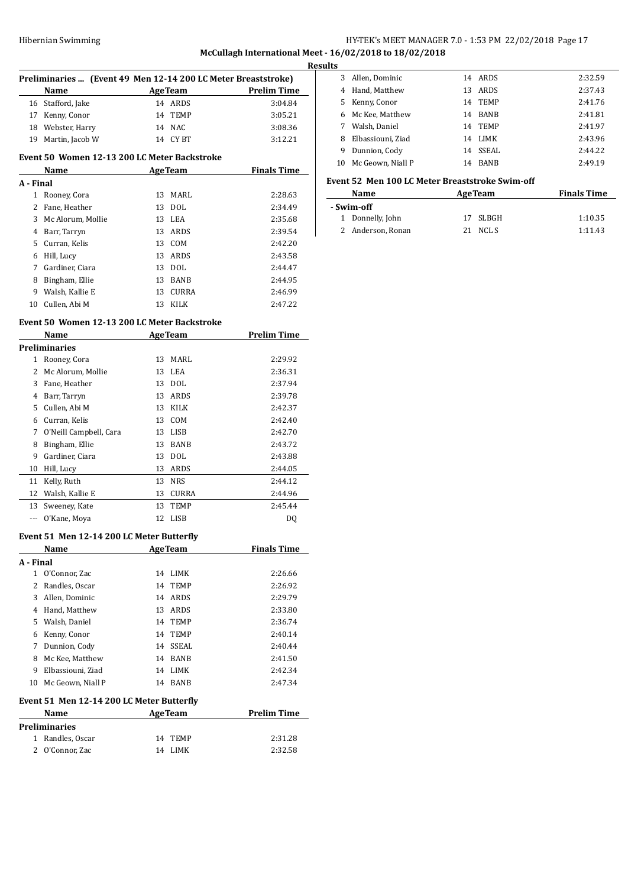**Results**

### Preliminaries ... (Event 49 Men 12-14 200 LC Meter Breaststroke)

| | Name | Age | Team | Prelim Time |
|---|---|---|---|---|
| 16 | Stafford, Jake | 14 | ARDS | 3:04.84 |
| 17 | Kenny, Conor | 14 | TEMP | 3:05.21 |
| 18 | Webster, Harry | 14 | NAC | 3:08.36 |
| 19 | Martin, Jacob W | 14 | CY BT | 3:12.21 |

### Event 50 Women 12-13 200 LC Meter Backstroke

| | Name | Age | Team | Finals Time |
|---|---|---|---|---|
| **A - Final** | | | | |
| 1 | Rooney, Cora | 13 | MARL | 2:28.63 |
| 2 | Fane, Heather | 13 | DOL | 2:34.49 |
| 3 | Mc Alorum, Mollie | 13 | LEA | 2:35.68 |
| 4 | Barr, Tarryn | 13 | ARDS | 2:39.54 |
| 5 | Curran, Kelis | 13 | COM | 2:42.20 |
| 6 | Hill, Lucy | 13 | ARDS | 2:43.58 |
| 7 | Gardiner, Ciara | 13 | DOL | 2:44.47 |
| 8 | Bingham, Ellie | 13 | BANB | 2:44.95 |
| 9 | Walsh, Kallie E | 13 | CURRA | 2:46.99 |
| 10 | Cullen, Abi M | 13 | KILK | 2:47.22 |

### Event 50 Women 12-13 200 LC Meter Backstroke

| | Name | Age | Team | Prelim Time |
|---|---|---|---|---|
| **Preliminaries** | | | | |
| 1 | Rooney, Cora | 13 | MARL | 2:29.92 |
| 2 | Mc Alorum, Mollie | 13 | LEA | 2:36.31 |
| 3 | Fane, Heather | 13 | DOL | 2:37.94 |
| 4 | Barr, Tarryn | 13 | ARDS | 2:39.78 |
| 5 | Cullen, Abi M | 13 | KILK | 2:42.37 |
| 6 | Curran, Kelis | 13 | COM | 2:42.40 |
| 7 | O'Neill Campbell, Cara | 13 | LISB | 2:42.70 |
| 8 | Bingham, Ellie | 13 | BANB | 2:43.72 |
| 9 | Gardiner, Ciara | 13 | DOL | 2:43.88 |
| 10 | Hill, Lucy | 13 | ARDS | 2:44.05 |
| 11 | Kelly, Ruth | 13 | NRS | 2:44.12 |
| 12 | Walsh, Kallie E | 13 | CURRA | 2:44.96 |
| 13 | Sweeney, Kate | 13 | TEMP | 2:45.44 |
| --- | O'Kane, Moya | 12 | LISB | DQ |

### Event 51 Men 12-14 200 LC Meter Butterfly

| | Name | Age | Team | Finals Time |
|---|---|---|---|---|
| **A - Final** | | | | |
| 1 | O'Connor, Zac | 14 | LIMK | 2:26.66 |
| 2 | Randles, Oscar | 14 | TEMP | 2:26.92 |
| 3 | Allen, Dominic | 14 | ARDS | 2:29.79 |
| 4 | Hand, Matthew | 13 | ARDS | 2:33.80 |
| 5 | Walsh, Daniel | 14 | TEMP | 2:36.74 |
| 6 | Kenny, Conor | 14 | TEMP | 2:40.14 |
| 7 | Dunnion, Cody | 14 | SSEAL | 2:40.44 |
| 8 | Mc Kee, Matthew | 14 | BANB | 2:41.50 |
| 9 | Elbassiouni, Ziad | 14 | LIMK | 2:42.34 |
| 10 | Mc Geown, Niall P | 14 | BANB | 2:47.34 |

### Event 51 Men 12-14 200 LC Meter Butterfly

| | Name | Age | Team | Prelim Time |
|---|---|---|---|---|
| **Preliminaries** | | | | |
| 1 | Randles, Oscar | 14 | TEMP | 2:31.28 |
| 2 | O'Connor, Zac | 14 | LIMK | 2:32.58 |
| 3 | Allen, Dominic | 14 | ARDS | 2:32.59 |
| 4 | Hand, Matthew | 13 | ARDS | 2:37.43 |
| 5 | Kenny, Conor | 14 | TEMP | 2:41.76 |
| 6 | Mc Kee, Matthew | 14 | BANB | 2:41.81 |
| 7 | Walsh, Daniel | 14 | TEMP | 2:41.97 |
| 8 | Elbassiouni, Ziad | 14 | LIMK | 2:43.96 |
| 9 | Dunnion, Cody | 14 | SSEAL | 2:44.22 |
| 10 | Mc Geown, Niall P | 14 | BANB | 2:49.19 |

### Event 52 Men 100 LC Meter Breaststroke Swim-off

| | Name | Age | Team | Finals Time |
|---|---|---|---|---|
| **- Swim-off** | | | | |
| 1 | Donnelly, John | 17 | SLBGH | 1:10.35 |
| 2 | Anderson, Ronan | 21 | NCL S | 1:11.43 |